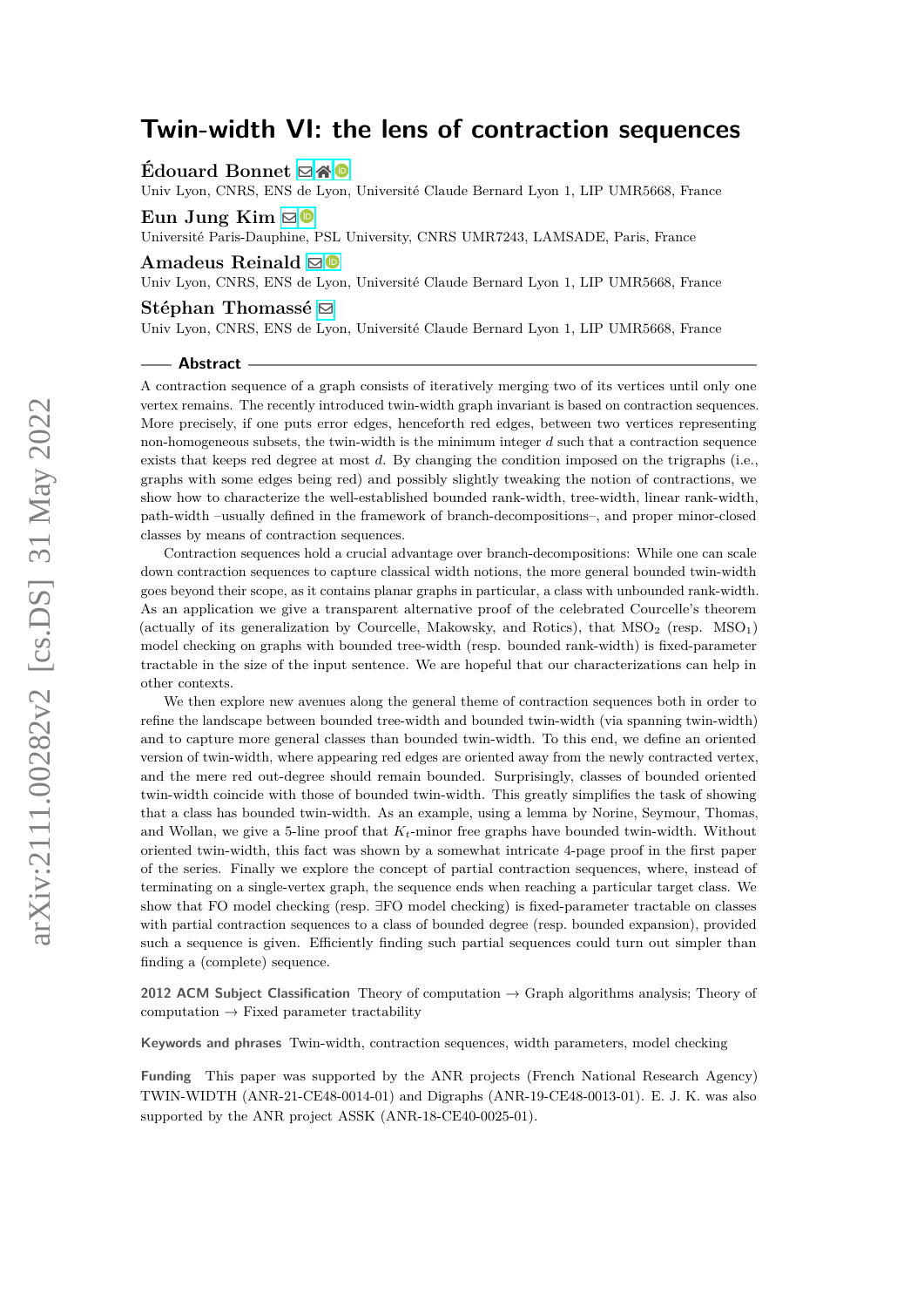# Twin-width VI: the lens of contraction sequences

**Édouard Bonnet**
Univ Lyon, CNRS, ENS de Lyon, Université Claude Bernard Lyon 1, LIP UMR5668, France

**Eun Jung Kim**
Université Paris-Dauphine, PSL University, CNRS UMR7243, LAMSADE, Paris, France

**Amadeus Reinald**
Univ Lyon, CNRS, ENS de Lyon, Université Claude Bernard Lyon 1, LIP UMR5668, France

**Stéphan Thomassé**
Univ Lyon, CNRS, ENS de Lyon, Université Claude Bernard Lyon 1, LIP UMR5668, France

## Abstract

A contraction sequence of a graph consists of iteratively merging two of its vertices until only one vertex remains. The recently introduced twin-width graph invariant is based on contraction sequences. More precisely, if one puts error edges, henceforth red edges, between two vertices representing non-homogeneous subsets, the twin-width is the minimum integer $d$ such that a contraction sequence exists that keeps red degree at most $d$. By changing the condition imposed on the trigraphs (i.e., graphs with some edges being red) and possibly slightly tweaking the notion of contractions, we show how to characterize the well-established bounded rank-width, tree-width, linear rank-width, path-width –usually defined in the framework of branch-decompositions–, and proper minor-closed classes by means of contraction sequences.

Contraction sequences hold a crucial advantage over branch-decompositions: While one can scale down contraction sequences to capture classical width notions, the more general bounded twin-width goes beyond their scope, as it contains planar graphs in particular, a class with unbounded rank-width. As an application we give a transparent alternative proof of the celebrated Courcelle's theorem (actually of its generalization by Courcelle, Makowsky, and Rotics), that $\text{MSO}_2$ (resp. $\text{MSO}_1$) model checking on graphs with bounded tree-width (resp. bounded rank-width) is fixed-parameter tractable in the size of the input sentence. We are hopeful that our characterizations can help in other contexts.

We then explore new avenues along the general theme of contraction sequences both in order to refine the landscape between bounded tree-width and bounded twin-width (via spanning twin-width) and to capture more general classes than bounded twin-width. To this end, we define an oriented version of twin-width, where appearing red edges are oriented away from the newly contracted vertex, and the mere red out-degree should remain bounded. Surprisingly, classes of bounded oriented twin-width coincide with those of bounded twin-width. This greatly simplifies the task of showing that a class has bounded twin-width. As an example, using a lemma by Norine, Seymour, Thomas, and Wollan, we give a 5-line proof that $K_t$-minor free graphs have bounded twin-width. Without oriented twin-width, this fact was shown by a somewhat intricate 4-page proof in the first paper of the series. Finally we explore the concept of partial contraction sequences, where, instead of terminating on a single-vertex graph, the sequence ends when reaching a particular target class. We show that FO model checking (resp. ∃FO model checking) is fixed-parameter tractable on classes with partial contraction sequences to a class of bounded degree (resp. bounded expansion), provided such a sequence is given. Efficiently finding such partial sequences could turn out simpler than finding a (complete) sequence.

**2012 ACM Subject Classification** Theory of computation → Graph algorithms analysis; Theory of computation → Fixed parameter tractability

**Keywords and phrases** Twin-width, contraction sequences, width parameters, model checking

**Funding** This paper was supported by the ANR projects (French National Research Agency) TWIN-WIDTH (ANR-21-CE48-0014-01) and Digraphs (ANR-19-CE48-0013-01). E. J. K. was also supported by the ANR project ASSK (ANR-18-CE40-0025-01).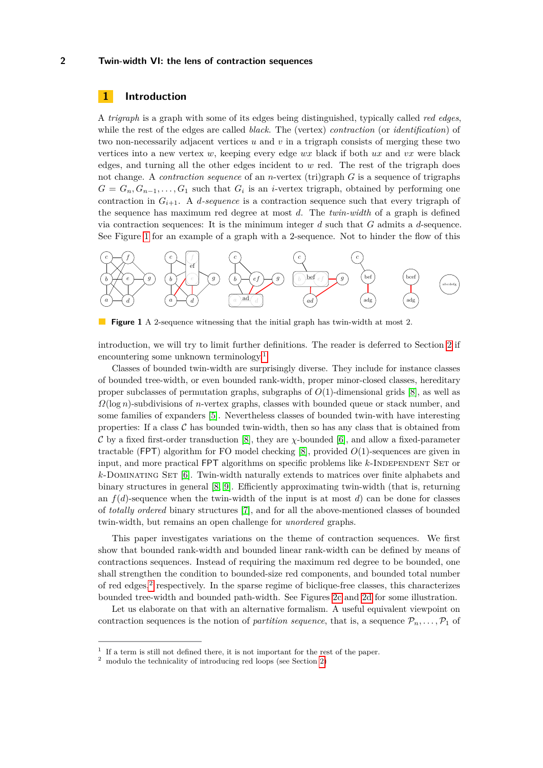## 1 Introduction

A *trigraph* is a graph with some of its edges being distinguished, typically called *red edges*, while the rest of the edges are called *black*. The (vertex) *contraction* (or *identification*) of two non-necessarily adjacent vertices $u$ and $v$ in a trigraph consists of merging these two vertices into a new vertex $w$, keeping every edge $wx$ black if both $ux$ and $vx$ were black edges, and turning all the other edges incident to $w$ red. The rest of the trigraph does not change. A *contraction sequence* of an $n$-vertex (tri)graph $G$ is a sequence of trigraphs $G = G_n, G_{n-1}, \dots, G_1$ such that $G_i$ is an $i$-vertex trigraph, obtained by performing one contraction in $G_{i+1}$. A *$d$-sequence* is a contraction sequence such that every trigraph of the sequence has maximum red degree at most $d$. The *twin-width* of a graph is defined via contraction sequences: It is the minimum integer $d$ such that $G$ admits a $d$-sequence. See Figure 1 for an example of a graph with a 2-sequence. Not to hinder the flow of this introduction, we will try to limit further definitions. The reader is deferred to Section 2 if encountering some unknown terminology.[1]

**Figure 1** A 2-sequence witnessing that the initial graph has twin-width at most 2.

Classes of bounded twin-width are surprisingly diverse. They include for instance classes of bounded tree-width, or even bounded rank-width, proper minor-closed classes, hereditary proper subclasses of permutation graphs, subgraphs of $O(1)$-dimensional grids [8], as well as $\Omega(\log n)$-subdivisions of $n$-vertex graphs, classes with bounded queue or stack number, and some families of expanders [5]. Nevertheless classes of bounded twin-with have interesting properties: If a class $\mathcal{C}$ has bounded twin-width, then so has any class that is obtained from $\mathcal{C}$ by a fixed first-order transduction [8], they are $\chi$-bounded [6], and allow a fixed-parameter tractable (FPT) algorithm for FO model checking [8], provided $O(1)$-sequences are given in input, and more practical FPT algorithms on specific problems like $k$-Independent Set or $k$-Dominating Set [6]. Twin-width naturally extends to matrices over finite alphabets and binary structures in general [8, 9]. Efficiently approximating twin-width (that is, returning an $f(d)$-sequence when the twin-width of the input is at most $d$) can be done for classes of *totally ordered* binary structures [7], and for all the above-mentioned classes of bounded twin-width, but remains an open challenge for *unordered* graphs.

This paper investigates variations on the theme of contraction sequences. We first show that bounded rank-width and bounded linear rank-width can be defined by means of contractions sequences. Instead of requiring the maximum red degree to be bounded, one shall strengthen the condition to bounded-size red components, and bounded total number of red edges,[2] respectively. In the sparse regime of biclique-free classes, this characterizes bounded tree-width and bounded path-width. See Figures 2c and 2d for some illustration.

Let us elaborate on that with an alternative formalism. A useful equivalent viewpoint on contraction sequences is the notion of *partition sequence*, that is, a sequence $\mathcal{P}_n, \dots, \mathcal{P}_1$ of

[1] If a term is still not defined there, it is not important for the rest of the paper.
[2] modulo the technicality of introducing red loops (see Section 2)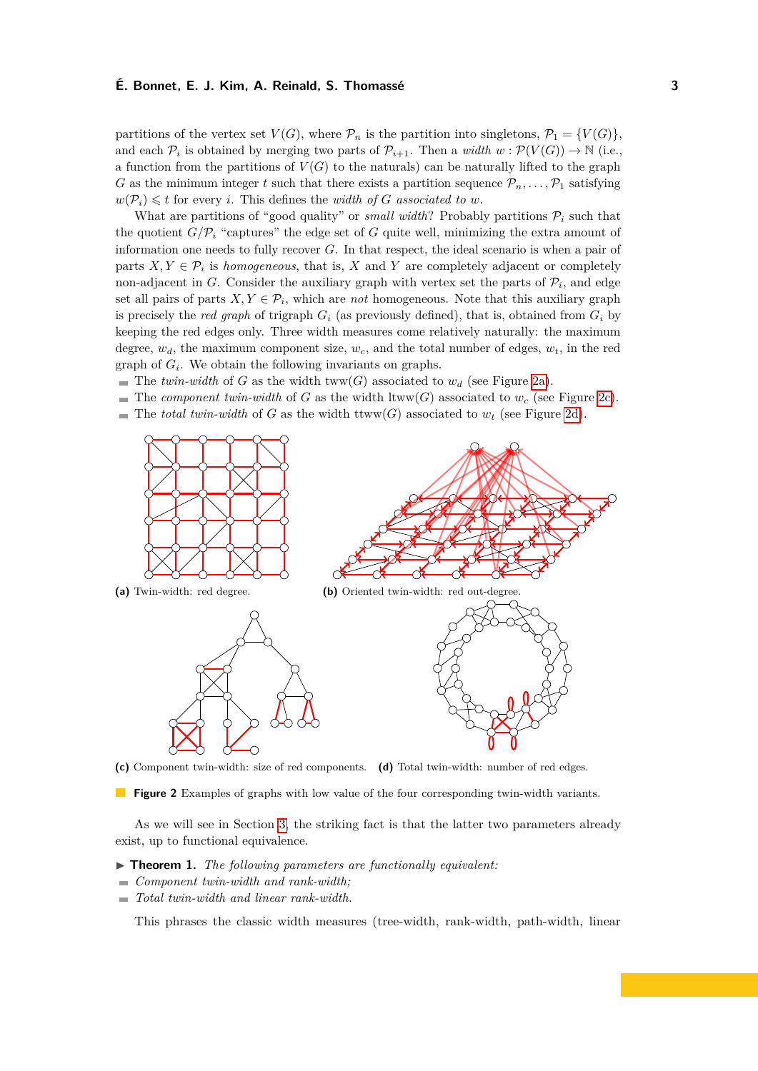partitions of the vertex set $V(G)$, where $\mathcal{P}_n$ is the partition into singletons, $\mathcal{P}_1 = \{V(G)\}$, and each $\mathcal{P}_i$ is obtained by merging two parts of $\mathcal{P}_{i+1}$. Then a *width* $w : \mathcal{P}(V(G)) \to \mathbb{N}$ (i.e., a function from the partitions of $V(G)$ to the naturals) can be naturally lifted to the graph $G$ as the minimum integer $t$ such that there exists a partition sequence $\mathcal{P}_n, \ldots, \mathcal{P}_1$ satisfying $w(\mathcal{P}_i) \leqslant t$ for every $i$. This defines the *width of $G$ associated to $w$*.

What are partitions of "good quality" or *small width*? Probably partitions $\mathcal{P}_i$ such that the quotient $G/\mathcal{P}_i$ "captures" the edge set of $G$ quite well, minimizing the extra amount of information one needs to fully recover $G$. In that respect, the ideal scenario is when a pair of parts $X, Y \in \mathcal{P}_i$ is *homogeneous*, that is, $X$ and $Y$ are completely adjacent or completely non-adjacent in $G$. Consider the auxiliary graph with vertex set the parts of $\mathcal{P}_i$, and edge set all pairs of parts $X, Y \in \mathcal{P}_i$, which are *not* homogeneous. Note that this auxiliary graph is precisely the *red graph* of trigraph $G_i$ (as previously defined), that is, obtained from $G_i$ by keeping the red edges only. Three width measures come relatively naturally: the maximum degree, $w_d$, the maximum component size, $w_c$, and the total number of edges, $w_t$, in the red graph of $G_i$. We obtain the following invariants on graphs.

- The *twin-width* of $G$ as the width $\text{tww}(G)$ associated to $w_d$ (see Figure 2a).
- The *component twin-width* of $G$ as the width $\text{ltww}(G)$ associated to $w_c$ (see Figure 2c).
- The *total twin-width* of $G$ as the width $\text{ttww}(G)$ associated to $w_t$ (see Figure 2d).

**(a)** Twin-width: red degree.

**(b)** Oriented twin-width: red out-degree.

**(c)** Component twin-width: size of red components.

**(d)** Total twin-width: number of red edges.

**Figure 2** Examples of graphs with low value of the four corresponding twin-width variants.

As we will see in Section 3, the striking fact is that the latter two parameters already exist, up to functional equivalence.

▶ **Theorem 1.** *The following parameters are functionally equivalent:*

- *Component twin-width and rank-width;*
- *Total twin-width and linear rank-width.*

This phrases the classic width measures (tree-width, rank-width, path-width, linear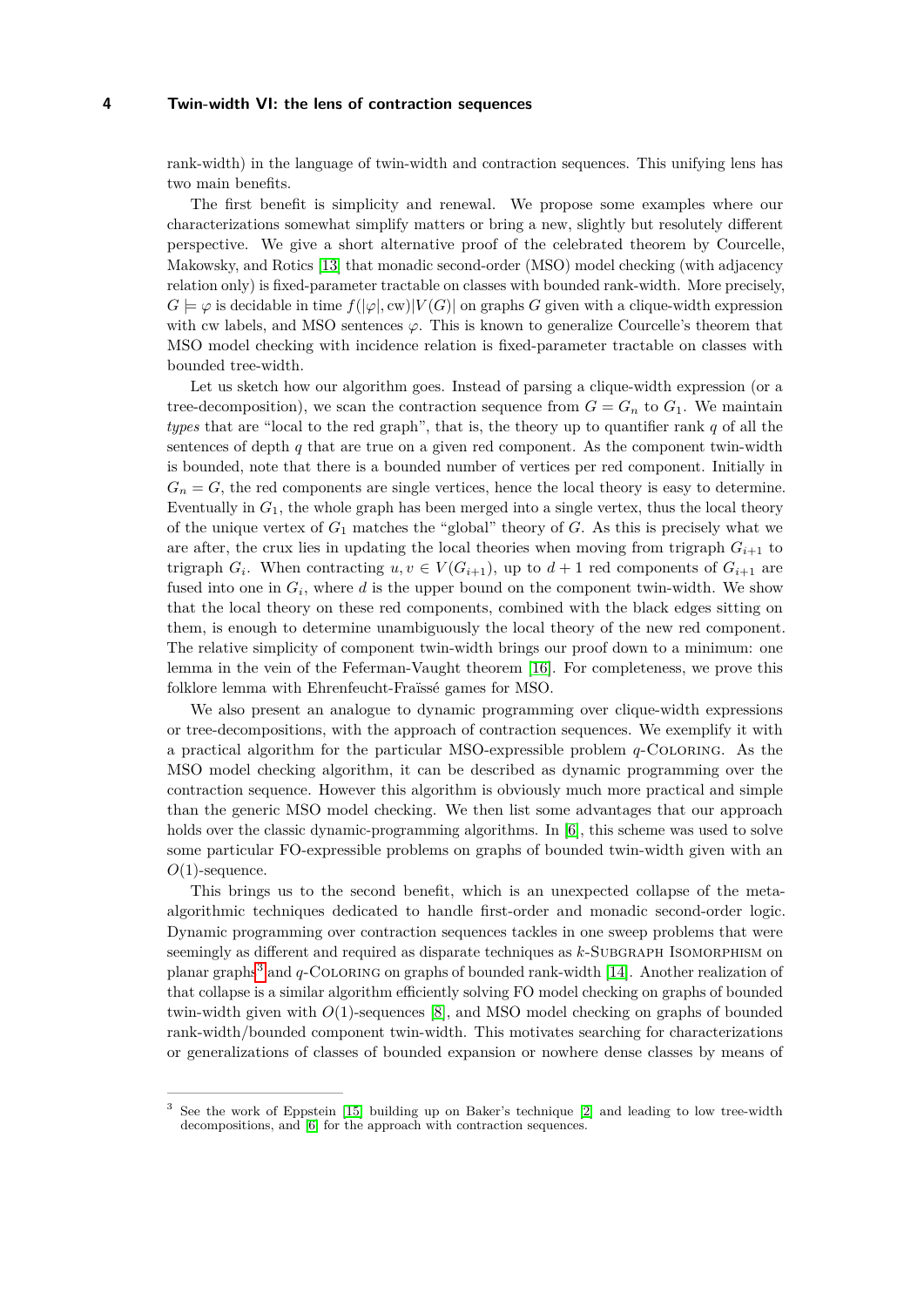rank-width) in the language of twin-width and contraction sequences. This unifying lens has two main benefits.

The first benefit is simplicity and renewal. We propose some examples where our characterizations somewhat simplify matters or bring a new, slightly but resolutely different perspective. We give a short alternative proof of the celebrated theorem by Courcelle, Makowsky, and Rotics [13] that monadic second-order (MSO) model checking (with adjacency relation only) is fixed-parameter tractable on classes with bounded rank-width. More precisely, $G \models \varphi$ is decidable in time $f(|\varphi|, \text{cw})|V(G)|$ on graphs $G$ given with a clique-width expression with cw labels, and MSO sentences $\varphi$. This is known to generalize Courcelle's theorem that MSO model checking with incidence relation is fixed-parameter tractable on classes with bounded tree-width.

Let us sketch how our algorithm goes. Instead of parsing a clique-width expression (or a tree-decomposition), we scan the contraction sequence from $G = G_n$ to $G_1$. We maintain *types* that are "local to the red graph", that is, the theory up to quantifier rank $q$ of all the sentences of depth $q$ that are true on a given red component. As the component twin-width is bounded, note that there is a bounded number of vertices per red component. Initially in $G_n = G$, the red components are single vertices, hence the local theory is easy to determine. Eventually in $G_1$, the whole graph has been merged into a single vertex, thus the local theory of the unique vertex of $G_1$ matches the "global" theory of $G$. As this is precisely what we are after, the crux lies in updating the local theories when moving from trigraph $G_{i+1}$ to trigraph $G_i$. When contracting $u, v \in V(G_{i+1})$, up to $d+1$ red components of $G_{i+1}$ are fused into one in $G_i$, where $d$ is the upper bound on the component twin-width. We show that the local theory on these red components, combined with the black edges sitting on them, is enough to determine unambiguously the local theory of the new red component. The relative simplicity of component twin-width brings our proof down to a minimum: one lemma in the vein of the Feferman-Vaught theorem [16]. For completeness, we prove this folklore lemma with Ehrenfeucht-Fraïssé games for MSO.

We also present an analogue to dynamic programming over clique-width expressions or tree-decompositions, with the approach of contraction sequences. We exemplify it with a practical algorithm for the particular MSO-expressible problem $q$-Coloring. As the MSO model checking algorithm, it can be described as dynamic programming over the contraction sequence. However this algorithm is obviously much more practical and simple than the generic MSO model checking. We then list some advantages that our approach holds over the classic dynamic-programming algorithms. In [6], this scheme was used to solve some particular FO-expressible problems on graphs of bounded twin-width given with an $O(1)$-sequence.

This brings us to the second benefit, which is an unexpected collapse of the meta-algorithmic techniques dedicated to handle first-order and monadic second-order logic. Dynamic programming over contraction sequences tackles in one sweep problems that were seemingly as different and required as disparate techniques as $k$-Subgraph Isomorphism on planar graphs[3] and $q$-Coloring on graphs of bounded rank-width [14]. Another realization of that collapse is a similar algorithm efficiently solving FO model checking on graphs of bounded twin-width given with $O(1)$-sequences [8], and MSO model checking on graphs of bounded rank-width/bounded component twin-width. This motivates searching for characterizations or generalizations of classes of bounded expansion or nowhere dense classes by means of

[3] See the work of Eppstein [15] building up on Baker's technique [2] and leading to low tree-width decompositions, and [6] for the approach with contraction sequences.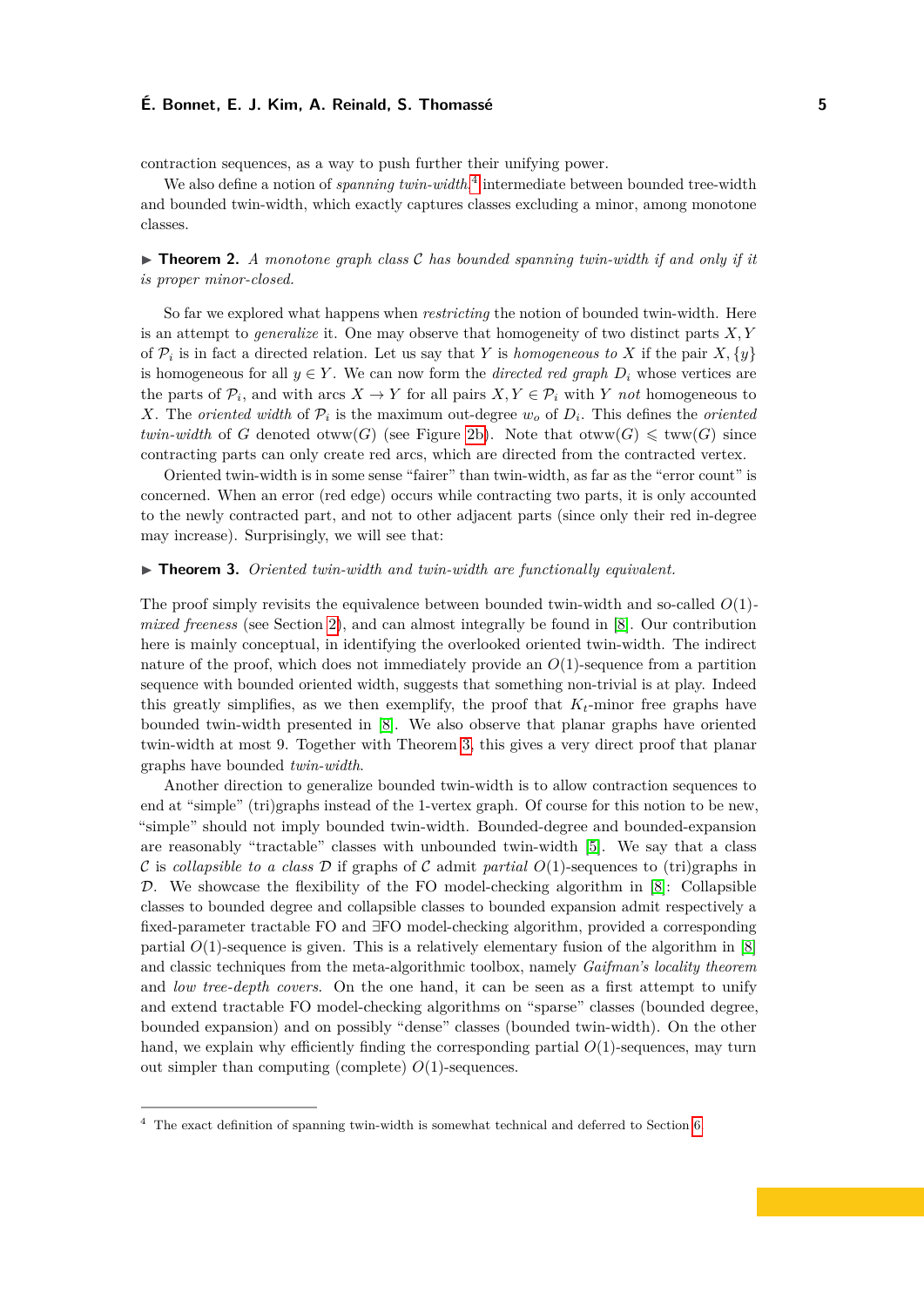contraction sequences, as a way to push further their unifying power.

We also define a notion of *spanning twin-width*,[4] intermediate between bounded tree-width and bounded twin-width, which exactly captures classes excluding a minor, among monotone classes.

▶ **Theorem 2.** *A monotone graph class $\mathcal{C}$ has bounded spanning twin-width if and only if it is proper minor-closed.*

So far we explored what happens when *restricting* the notion of bounded twin-width. Here is an attempt to *generalize* it. One may observe that homogeneity of two distinct parts $X, Y$ of $\mathcal{P}_i$ is in fact a directed relation. Let us say that $Y$ is *homogeneous to* $X$ if the pair $X, \{y\}$ is homogeneous for all $y \in Y$. We can now form the *directed red graph* $D_i$ whose vertices are the parts of $\mathcal{P}_i$, and with arcs $X \to Y$ for all pairs $X, Y \in \mathcal{P}_i$ with $Y$ *not* homogeneous to $X$. The *oriented width* of $\mathcal{P}_i$ is the maximum out-degree $w_o$ of $D_i$. This defines the *oriented twin-width* of $G$ denoted $\text{otww}(G)$ (see Figure 2b). Note that $\text{otww}(G) \leqslant \text{tww}(G)$ since contracting parts can only create red arcs, which are directed from the contracted vertex.

Oriented twin-width is in some sense "fairer" than twin-width, as far as the "error count" is concerned. When an error (red edge) occurs while contracting two parts, it is only accounted to the newly contracted part, and not to other adjacent parts (since only their red in-degree may increase). Surprisingly, we will see that:

▶ **Theorem 3.** *Oriented twin-width and twin-width are functionally equivalent.*

The proof simply revisits the equivalence between bounded twin-width and so-called $O(1)$-*mixed freeness* (see Section 2), and can almost integrally be found in [8]. Our contribution here is mainly conceptual, in identifying the overlooked oriented twin-width. The indirect nature of the proof, which does not immediately provide an $O(1)$-sequence from a partition sequence with bounded oriented width, suggests that something non-trivial is at play. Indeed this greatly simplifies, as we then exemplify, the proof that $K_t$-minor free graphs have bounded twin-width presented in [8]. We also observe that planar graphs have oriented twin-width at most 9. Together with Theorem 3, this gives a very direct proof that planar graphs have bounded *twin-width*.

Another direction to generalize bounded twin-width is to allow contraction sequences to end at "simple" (tri)graphs instead of the 1-vertex graph. Of course for this notion to be new, "simple" should not imply bounded twin-width. Bounded-degree and bounded-expansion are reasonably "tractable" classes with unbounded twin-width [5]. We say that a class $\mathcal{C}$ is *collapsible to a class* $\mathcal{D}$ if graphs of $\mathcal{C}$ admit *partial* $O(1)$-sequences to (tri)graphs in $\mathcal{D}$. We showcase the flexibility of the FO model-checking algorithm in [8]: Collapsible classes to bounded degree and collapsible classes to bounded expansion admit respectively a fixed-parameter tractable FO and ∃FO model-checking algorithm, provided a corresponding partial $O(1)$-sequence is given. This is a relatively elementary fusion of the algorithm in [8] and classic techniques from the meta-algorithmic toolbox, namely *Gaifman's locality theorem* and *low tree-depth covers*. On the one hand, it can be seen as a first attempt to unify and extend tractable FO model-checking algorithms on "sparse" classes (bounded degree, bounded expansion) and on possibly "dense" classes (bounded twin-width). On the other hand, we explain why efficiently finding the corresponding partial $O(1)$-sequences, may turn out simpler than computing (complete) $O(1)$-sequences.

[4] The exact definition of spanning twin-width is somewhat technical and deferred to Section 6.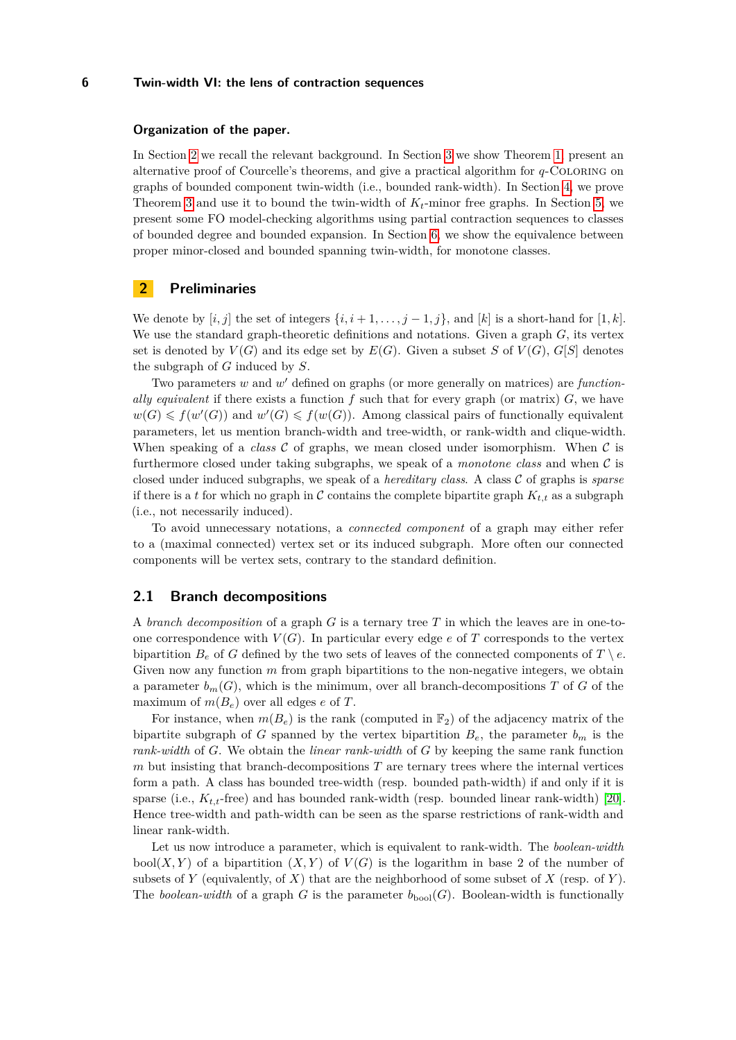#### Organization of the paper.

In Section 2 we recall the relevant background. In Section 3 we show Theorem 1, present an alternative proof of Courcelle's theorems, and give a practical algorithm for $q$-Coloring on graphs of bounded component twin-width (i.e., bounded rank-width). In Section 4, we prove Theorem 3 and use it to bound the twin-width of $K_t$-minor free graphs. In Section 5, we present some FO model-checking algorithms using partial contraction sequences to classes of bounded degree and bounded expansion. In Section 6, we show the equivalence between proper minor-closed and bounded spanning twin-width, for monotone classes.

## 2 Preliminaries

We denote by $[i, j]$ the set of integers $\{i, i + 1, \dots, j - 1, j\}$, and $[k]$ is a short-hand for $[1, k]$. We use the standard graph-theoretic definitions and notations. Given a graph $G$, its vertex set is denoted by $V(G)$ and its edge set by $E(G)$. Given a subset $S$ of $V(G)$, $G[S]$ denotes the subgraph of $G$ induced by $S$.

Two parameters $w$ and $w'$ defined on graphs (or more generally on matrices) are *functionally equivalent* if there exists a function $f$ such that for every graph (or matrix) $G$, we have $w(G) \leqslant f(w'(G))$ and $w'(G) \leqslant f(w(G))$. Among classical pairs of functionally equivalent parameters, let us mention branch-width and tree-width, or rank-width and clique-width. When speaking of a *class* $\mathcal{C}$ of graphs, we mean closed under isomorphism. When $\mathcal{C}$ is furthermore closed under taking subgraphs, we speak of a *monotone class* and when $\mathcal{C}$ is closed under induced subgraphs, we speak of a *hereditary class*. A class $\mathcal{C}$ of graphs is *sparse* if there is a $t$ for which no graph in $\mathcal{C}$ contains the complete bipartite graph $K_{t,t}$ as a subgraph (i.e., not necessarily induced).

To avoid unnecessary notations, a *connected component* of a graph may either refer to a (maximal connected) vertex set or its induced subgraph. More often our connected components will be vertex sets, contrary to the standard definition.

### 2.1 Branch decompositions

A *branch decomposition* of a graph $G$ is a ternary tree $T$ in which the leaves are in one-to-one correspondence with $V(G)$. In particular every edge $e$ of $T$ corresponds to the vertex bipartition $B_e$ of $G$ defined by the two sets of leaves of the connected components of $T \setminus e$. Given now any function $m$ from graph bipartitions to the non-negative integers, we obtain a parameter $b_m(G)$, which is the minimum, over all branch-decompositions $T$ of $G$ of the maximum of $m(B_e)$ over all edges $e$ of $T$.

For instance, when $m(B_e)$ is the rank (computed in $\mathbb{F}_2$) of the adjacency matrix of the bipartite subgraph of $G$ spanned by the vertex bipartition $B_e$, the parameter $b_m$ is the *rank-width* of $G$. We obtain the *linear rank-width* of $G$ by keeping the same rank function $m$ but insisting that branch-decompositions $T$ are ternary trees where the internal vertices form a path. A class has bounded tree-width (resp. bounded path-width) if and only if it is sparse (i.e., $K_{t,t}$-free) and has bounded rank-width (resp. bounded linear rank-width) [20]. Hence tree-width and path-width can be seen as the sparse restrictions of rank-width and linear rank-width.

Let us now introduce a parameter, which is equivalent to rank-width. The *boolean-width* $\text{bool}(X, Y)$ of a bipartition $(X, Y)$ of $V(G)$ is the logarithm in base 2 of the number of subsets of $Y$ (equivalently, of $X$) that are the neighborhood of some subset of $X$ (resp. of $Y$). The *boolean-width* of a graph $G$ is the parameter $b_{\text{bool}}(G)$. Boolean-width is functionally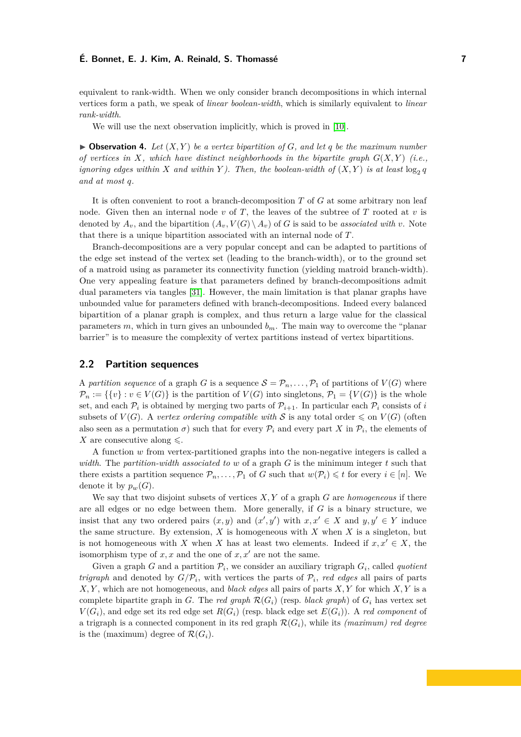equivalent to rank-width. When we only consider branch decompositions in which internal vertices form a path, we speak of *linear boolean-width*, which is similarly equivalent to *linear rank-width*.

We will use the next observation implicitly, which is proved in [10].

▶ **Observation 4.** *Let $(X, Y)$ be a vertex bipartition of $G$, and let $q$ be the maximum number of vertices in $X$, which have distinct neighborhoods in the bipartite graph $G(X, Y)$ (i.e., ignoring edges within $X$ and within $Y$). Then, the boolean-width of $(X, Y)$ is at least $\log_2 q$ and at most $q$.*

It is often convenient to root a branch-decomposition $T$ of $G$ at some arbitrary non leaf node. Given then an internal node $v$ of $T$, the leaves of the subtree of $T$ rooted at $v$ is denoted by $A_v$, and the bipartition $(A_v, V(G) \setminus A_v)$ of $G$ is said to be *associated with* $v$. Note that there is a unique bipartition associated with an internal node of $T$.

Branch-decompositions are a very popular concept and can be adapted to partitions of the edge set instead of the vertex set (leading to the branch-width), or to the ground set of a matroid using as parameter its connectivity function (yielding matroid branch-width). One very appealing feature is that parameters defined by branch-decompositions admit dual parameters via tangles [31]. However, the main limitation is that planar graphs have unbounded value for parameters defined with branch-decompositions. Indeed every balanced bipartition of a planar graph is complex, and thus return a large value for the classical parameters $m$, which in turn gives an unbounded $b_m$. The main way to overcome the "planar barrier" is to measure the complexity of vertex partitions instead of vertex bipartitions.

## 2.2 Partition sequences

A *partition sequence* of a graph $G$ is a sequence $\mathcal{S} = \mathcal{P}_n, \ldots, \mathcal{P}_1$ of partitions of $V(G)$ where $\mathcal{P}_n := \{\{v\} : v \in V(G)\}$ is the partition of $V(G)$ into singletons, $\mathcal{P}_1 = \{V(G)\}$ is the whole set, and each $\mathcal{P}_i$ is obtained by merging two parts of $\mathcal{P}_{i+1}$. In particular each $\mathcal{P}_i$ consists of $i$ subsets of $V(G)$. A *vertex ordering compatible with* $\mathcal{S}$ is any total order $\leqslant$ on $V(G)$ (often also seen as a permutation $\sigma$) such that for every $\mathcal{P}_i$ and every part $X$ in $\mathcal{P}_i$, the elements of $X$ are consecutive along $\leqslant$.

A function $w$ from vertex-partitioned graphs into the non-negative integers is called a *width*. The *partition-width associated to* $w$ of a graph $G$ is the minimum integer $t$ such that there exists a partition sequence $\mathcal{P}_n, \ldots, \mathcal{P}_1$ of $G$ such that $w(\mathcal{P}_i) \leqslant t$ for every $i \in [n]$. We denote it by $p_w(G)$.

We say that two disjoint subsets of vertices $X, Y$ of a graph $G$ are *homogeneous* if there are all edges or no edge between them. More generally, if $G$ is a binary structure, we insist that any two ordered pairs $(x, y)$ and $(x', y')$ with $x, x' \in X$ and $y, y' \in Y$ induce the same structure. By extension, $X$ is homogeneous with $X$ when $X$ is a singleton, but is not homogeneous with $X$ when $X$ has at least two elements. Indeed if $x, x' \in X$, the isomorphism type of $x, x$ and the one of $x, x'$ are not the same.

Given a graph $G$ and a partition $\mathcal{P}_i$, we consider an auxiliary trigraph $G_i$, called *quotient trigraph* and denoted by $G/\mathcal{P}_i$, with vertices the parts of $\mathcal{P}_i$, *red edges* all pairs of parts $X, Y$, which are not homogeneous, and *black edges* all pairs of parts $X, Y$ for which $X, Y$ is a complete bipartite graph in $G$. The *red graph* $\mathcal{R}(G_i)$ (resp. *black graph*) of $G_i$ has vertex set $V(G_i)$, and edge set its red edge set $R(G_i)$ (resp. black edge set $E(G_i)$). A *red component* of a trigraph is a connected component in its red graph $\mathcal{R}(G_i)$, while its *(maximum) red degree* is the (maximum) degree of $\mathcal{R}(G_i)$.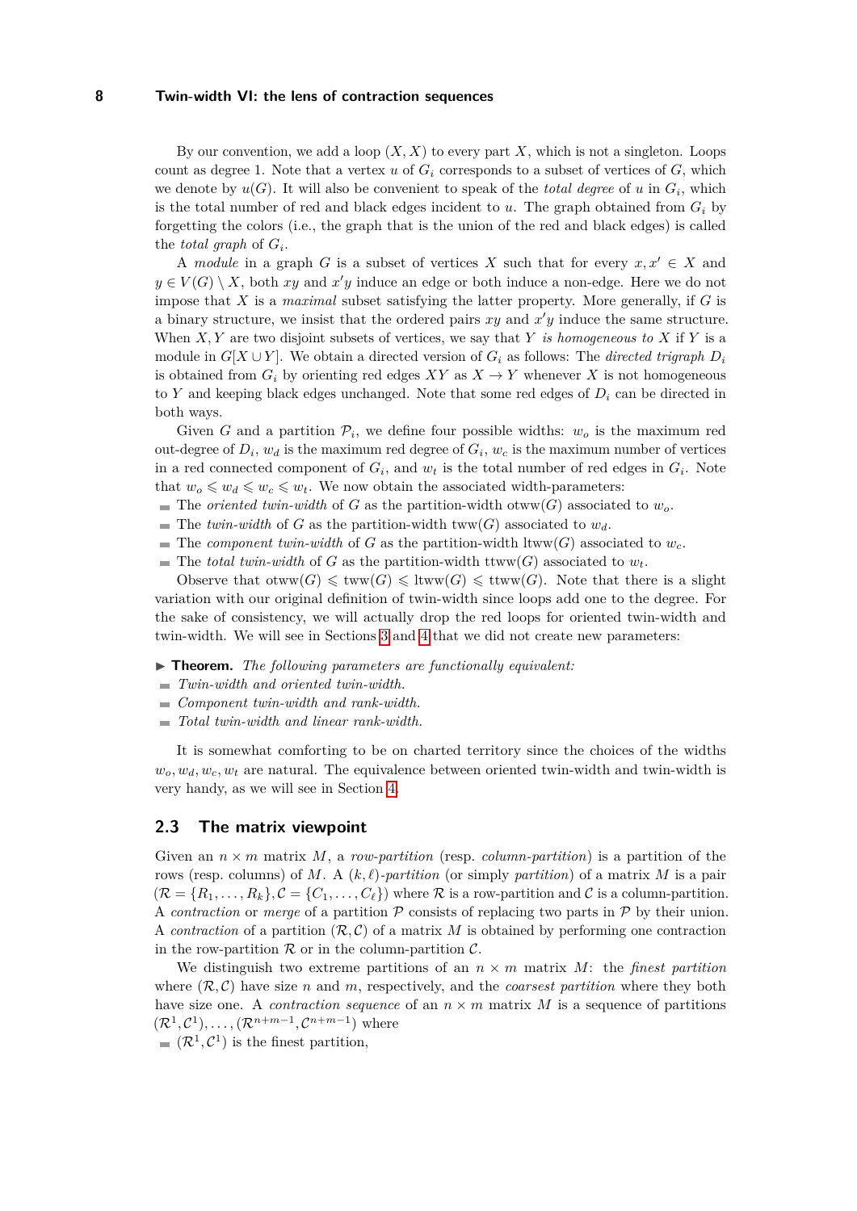By our convention, we add a loop $(X, X)$ to every part $X$, which is not a singleton. Loops count as degree 1. Note that a vertex $u$ of $G_i$ corresponds to a subset of vertices of $G$, which we denote by $u(G)$. It will also be convenient to speak of the *total degree* of $u$ in $G_i$, which is the total number of red and black edges incident to $u$. The graph obtained from $G_i$ by forgetting the colors (i.e., the graph that is the union of the red and black edges) is called the *total graph* of $G_i$.

A *module* in a graph $G$ is a subset of vertices $X$ such that for every $x, x' \in X$ and $y \in V(G) \setminus X$, both $xy$ and $x'y$ induce an edge or both induce a non-edge. Here we do not impose that $X$ is a *maximal* subset satisfying the latter property. More generally, if $G$ is a binary structure, we insist that the ordered pairs $xy$ and $x'y$ induce the same structure. When $X, Y$ are two disjoint subsets of vertices, we say that $Y$ *is homogeneous to* $X$ if $Y$ is a module in $G[X \cup Y]$. We obtain a directed version of $G_i$ as follows: The *directed trigraph* $D_i$ is obtained from $G_i$ by orienting red edges $XY$ as $X \to Y$ whenever $X$ is not homogeneous to $Y$ and keeping black edges unchanged. Note that some red edges of $D_i$ can be directed in both ways.

Given $G$ and a partition $\mathcal{P}_i$, we define four possible widths: $w_o$ is the maximum red out-degree of $D_i$, $w_d$ is the maximum red degree of $G_i$, $w_c$ is the maximum number of vertices in a red connected component of $G_i$, and $w_t$ is the total number of red edges in $G_i$. Note that $w_o \leqslant w_d \leqslant w_c \leqslant w_t$. We now obtain the associated width-parameters:

- The *oriented twin-width* of $G$ as the partition-width $\text{otww}(G)$ associated to $w_o$.
- The *twin-width* of $G$ as the partition-width $\text{tww}(G)$ associated to $w_d$.
- The *component twin-width* of $G$ as the partition-width $\text{ltww}(G)$ associated to $w_c$.
- The *total twin-width* of $G$ as the partition-width $\text{ttww}(G)$ associated to $w_t$.

Observe that $\text{otww}(G) \leqslant \text{tww}(G) \leqslant \text{ltww}(G) \leqslant \text{ttww}(G)$. Note that there is a slight variation with our original definition of twin-width since loops add one to the degree. For the sake of consistency, we will actually drop the red loops for oriented twin-width and twin-width. We will see in Sections 3 and 4 that we did not create new parameters:

▶ **Theorem.** *The following parameters are functionally equivalent:*

- *Twin-width and oriented twin-width.*
- *Component twin-width and rank-width.*
- *Total twin-width and linear rank-width.*

It is somewhat comforting to be on charted territory since the choices of the widths $w_o, w_d, w_c, w_t$ are natural. The equivalence between oriented twin-width and twin-width is very handy, as we will see in Section 4.

## 2.3 The matrix viewpoint

Given an $n \times m$ matrix $M$, a *row-partition* (resp. *column-partition*) is a partition of the rows (resp. columns) of $M$. A $(k, \ell)$*-partition* (or simply *partition*) of a matrix $M$ is a pair $(\mathcal{R} = \{R_1, \dots, R_k\}, \mathcal{C} = \{C_1, \dots, C_\ell\})$ where $\mathcal{R}$ is a row-partition and $\mathcal{C}$ is a column-partition. A *contraction* or *merge* of a partition $\mathcal{P}$ consists of replacing two parts in $\mathcal{P}$ by their union. A *contraction* of a partition $(\mathcal{R}, \mathcal{C})$ of a matrix $M$ is obtained by performing one contraction in the row-partition $\mathcal{R}$ or in the column-partition $\mathcal{C}$.

We distinguish two extreme partitions of an $n \times m$ matrix $M$: the *finest partition* where $(\mathcal{R}, \mathcal{C})$ have size $n$ and $m$, respectively, and the *coarsest partition* where they both have size one. A *contraction sequence* of an $n \times m$ matrix $M$ is a sequence of partitions $(\mathcal{R}^1, \mathcal{C}^1), \dots, (\mathcal{R}^{n+m-1}, \mathcal{C}^{n+m-1})$ where

- $(\mathcal{R}^1, \mathcal{C}^1)$ is the finest partition,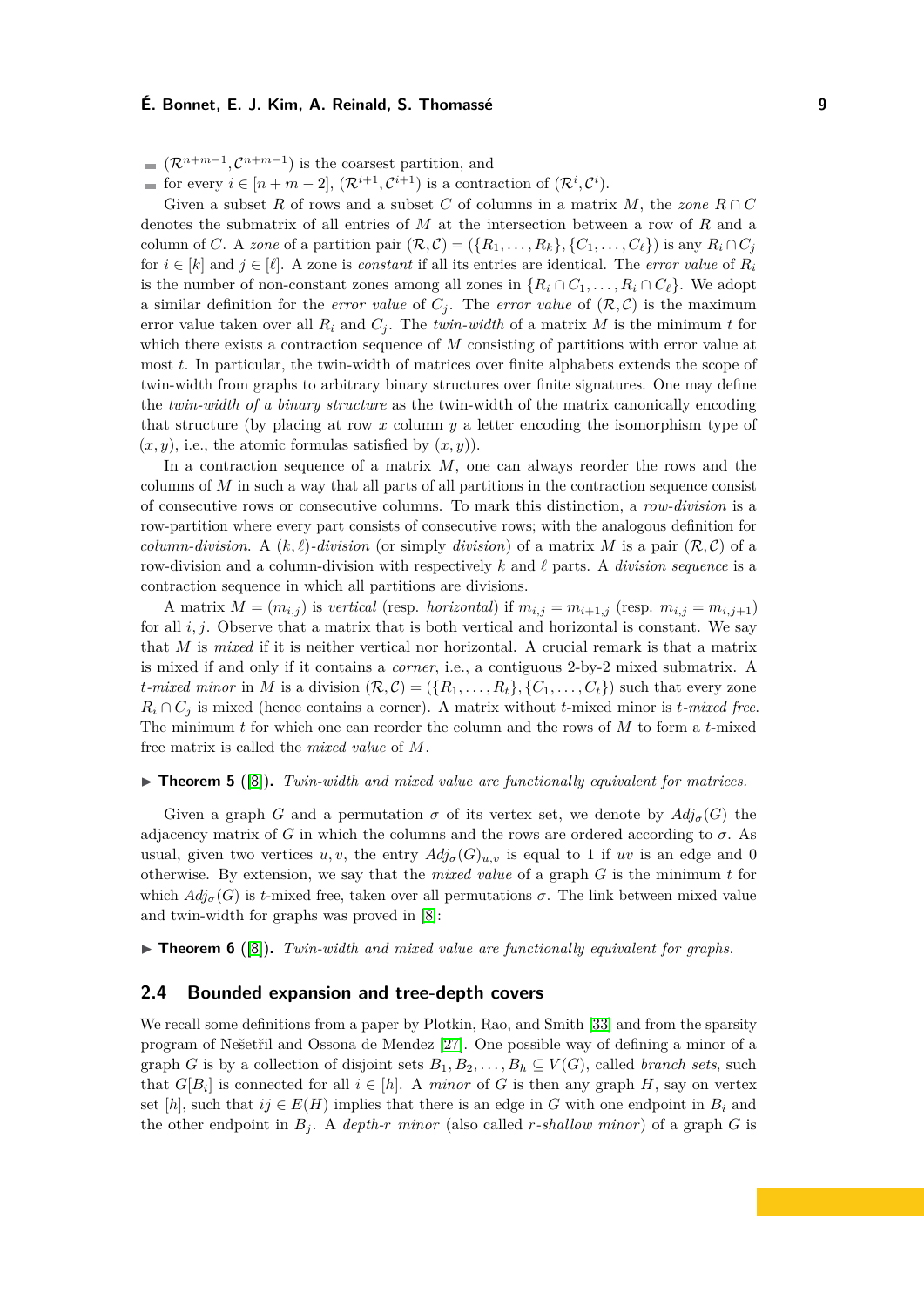- $(\mathcal{R}^{n+m-1}, \mathcal{C}^{n+m-1})$ is the coarsest partition, and
- for every $i \in [n+m-2]$, $(\mathcal{R}^{i+1}, \mathcal{C}^{i+1})$ is a contraction of $(\mathcal{R}^i, \mathcal{C}^i)$.

Given a subset $R$ of rows and a subset $C$ of columns in a matrix $M$, the *zone* $R \cap C$ denotes the submatrix of all entries of $M$ at the intersection between a row of $R$ and a column of $C$. A *zone* of a partition pair $(\mathcal{R}, \mathcal{C}) = (\{R_1, \ldots, R_k\}, \{C_1, \ldots, C_\ell\})$ is any $R_i \cap C_j$ for $i \in [k]$ and $j \in [\ell]$. A zone is *constant* if all its entries are identical. The *error value* of $R_i$ is the number of non-constant zones among all zones in $\{R_i \cap C_1, \ldots, R_i \cap C_\ell\}$. We adopt a similar definition for the *error value* of $C_j$. The *error value* of $(\mathcal{R}, \mathcal{C})$ is the maximum error value taken over all $R_i$ and $C_j$. The *twin-width* of a matrix $M$ is the minimum $t$ for which there exists a contraction sequence of $M$ consisting of partitions with error value at most $t$. In particular, the twin-width of matrices over finite alphabets extends the scope of twin-width from graphs to arbitrary binary structures over finite signatures. One may define the *twin-width of a binary structure* as the twin-width of the matrix canonically encoding that structure (by placing at row $x$ column $y$ a letter encoding the isomorphism type of $(x, y)$, i.e., the atomic formulas satisfied by $(x, y)$).

In a contraction sequence of a matrix $M$, one can always reorder the rows and the columns of $M$ in such a way that all parts of all partitions in the contraction sequence consist of consecutive rows or consecutive columns. To mark this distinction, a *row-division* is a row-partition where every part consists of consecutive rows; with the analogous definition for *column-division*. A $(k, \ell)$*-division* (or simply *division*) of a matrix $M$ is a pair $(\mathcal{R}, \mathcal{C})$ of a row-division and a column-division with respectively $k$ and $\ell$ parts. A *division sequence* is a contraction sequence in which all partitions are divisions.

A matrix $M = (m_{i,j})$ is *vertical* (resp. *horizontal*) if $m_{i,j} = m_{i+1,j}$ (resp. $m_{i,j} = m_{i,j+1}$) for all $i, j$. Observe that a matrix that is both vertical and horizontal is constant. We say that $M$ is *mixed* if it is neither vertical nor horizontal. A crucial remark is that a matrix is mixed if and only if it contains a *corner*, i.e., a contiguous 2-by-2 mixed submatrix. A $t$*-mixed minor* in $M$ is a division $(\mathcal{R}, \mathcal{C}) = (\{R_1, \ldots, R_t\}, \{C_1, \ldots, C_t\})$ such that every zone $R_i \cap C_j$ is mixed (hence contains a corner). A matrix without $t$-mixed minor is $t$*-mixed free*. The minimum $t$ for which one can reorder the column and the rows of $M$ to form a $t$-mixed free matrix is called the *mixed value* of $M$.

▶ **Theorem 5** ([8]). *Twin-width and mixed value are functionally equivalent for matrices.*

Given a graph $G$ and a permutation $\sigma$ of its vertex set, we denote by $Adj_\sigma(G)$ the adjacency matrix of $G$ in which the columns and the rows are ordered according to $\sigma$. As usual, given two vertices $u, v$, the entry $Adj_\sigma(G)_{u,v}$ is equal to 1 if $uv$ is an edge and 0 otherwise. By extension, we say that the *mixed value* of a graph $G$ is the minimum $t$ for which $Adj_\sigma(G)$ is $t$-mixed free, taken over all permutations $\sigma$. The link between mixed value and twin-width for graphs was proved in [8]:

▶ **Theorem 6** ([8]). *Twin-width and mixed value are functionally equivalent for graphs.*

## 2.4 Bounded expansion and tree-depth covers

We recall some definitions from a paper by Plotkin, Rao, and Smith [33] and from the sparsity program of Nešetřil and Ossona de Mendez [27]. One possible way of defining a minor of a graph $G$ is by a collection of disjoint sets $B_1, B_2, \ldots, B_h \subseteq V(G)$, called *branch sets*, such that $G[B_i]$ is connected for all $i \in [h]$. A *minor* of $G$ is then any graph $H$, say on vertex set $[h]$, such that $ij \in E(H)$ implies that there is an edge in $G$ with one endpoint in $B_i$ and the other endpoint in $B_j$. A *depth-$r$ minor* (also called $r$*-shallow minor*) of a graph $G$ is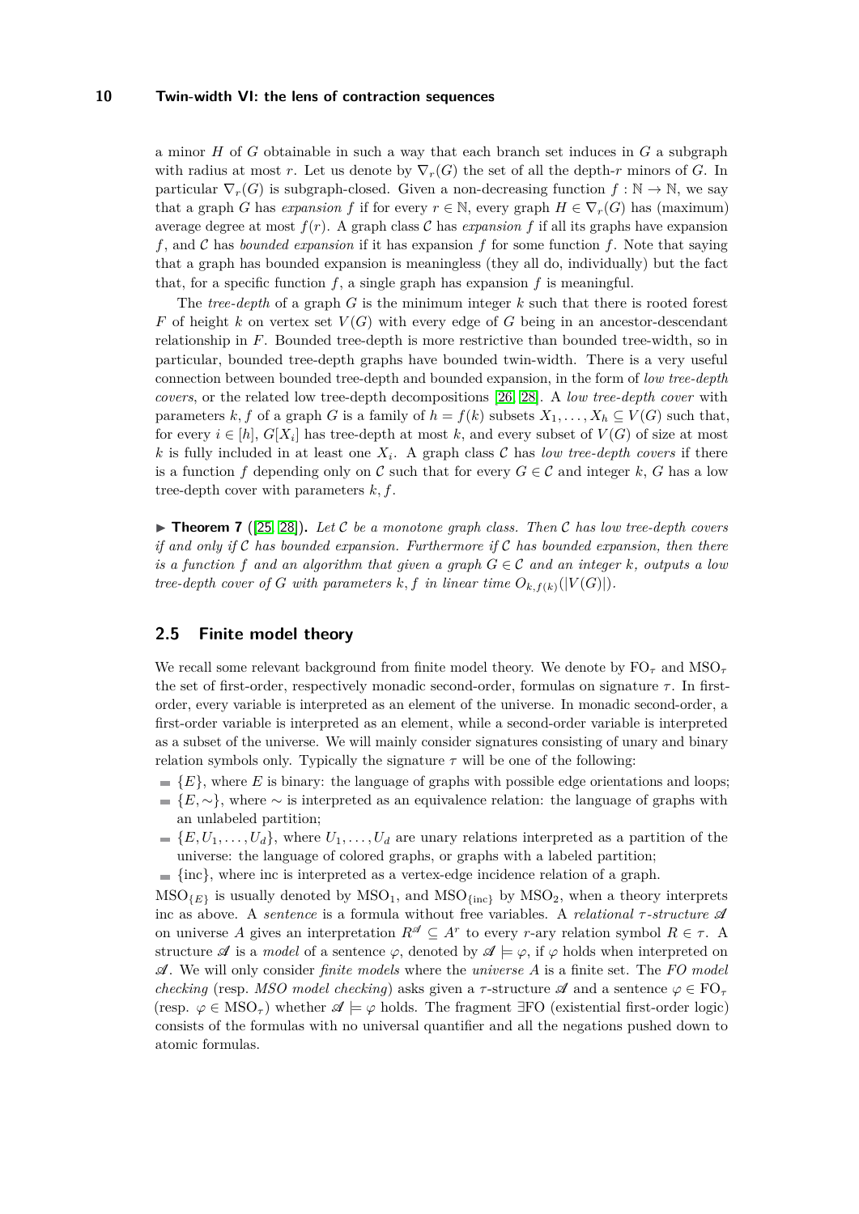a minor $H$ of $G$ obtainable in such a way that each branch set induces in $G$ a subgraph with radius at most $r$. Let us denote by $\nabla_r(G)$ the set of all the depth-$r$ minors of $G$. In particular $\nabla_r(G)$ is subgraph-closed. Given a non-decreasing function $f : \mathbb{N} \to \mathbb{N}$, we say that a graph $G$ has *expansion* $f$ if for every $r \in \mathbb{N}$, every graph $H \in \nabla_r(G)$ has (maximum) average degree at most $f(r)$. A graph class $\mathcal{C}$ has *expansion* $f$ if all its graphs have expansion $f$, and $\mathcal{C}$ has *bounded expansion* if it has expansion $f$ for some function $f$. Note that saying that a graph has bounded expansion is meaningless (they all do, individually) but the fact that, for a specific function $f$, a single graph has expansion $f$ is meaningful.

The *tree-depth* of a graph $G$ is the minimum integer $k$ such that there is rooted forest $F$ of height $k$ on vertex set $V(G)$ with every edge of $G$ being in an ancestor-descendant relationship in $F$. Bounded tree-depth is more restrictive than bounded tree-width, so in particular, bounded tree-depth graphs have bounded twin-width. There is a very useful connection between bounded tree-depth and bounded expansion, in the form of *low tree-depth covers*, or the related low tree-depth decompositions [26, 28]. A *low tree-depth cover* with parameters $k, f$ of a graph $G$ is a family of $h = f(k)$ subsets $X_1, \ldots, X_h \subseteq V(G)$ such that, for every $i \in [h]$, $G[X_i]$ has tree-depth at most $k$, and every subset of $V(G)$ of size at most $k$ is fully included in at least one $X_i$. A graph class $\mathcal{C}$ has *low tree-depth covers* if there is a function $f$ depending only on $\mathcal{C}$ such that for every $G \in \mathcal{C}$ and integer $k$, $G$ has a low tree-depth cover with parameters $k, f$.

▶ **Theorem 7** ([25, 28]). *Let $\mathcal{C}$ be a monotone graph class. Then $\mathcal{C}$ has low tree-depth covers if and only if $\mathcal{C}$ has bounded expansion. Furthermore if $\mathcal{C}$ has bounded expansion, then there is a function $f$ and an algorithm that given a graph $G \in \mathcal{C}$ and an integer $k$, outputs a low tree-depth cover of $G$ with parameters $k, f$ in linear time $O_{k,f(k)}(|V(G)|)$.*

## 2.5 Finite model theory

We recall some relevant background from finite model theory. We denote by $\mathrm{FO}_\tau$ and $\mathrm{MSO}_\tau$ the set of first-order, respectively monadic second-order, formulas on signature $\tau$. In first-order, every variable is interpreted as an element of the universe. In monadic second-order, a first-order variable is interpreted as an element, while a second-order variable is interpreted as a subset of the universe. We will mainly consider signatures consisting of unary and binary relation symbols only. Typically the signature $\tau$ will be one of the following:

- $\{E\}$, where $E$ is binary: the language of graphs with possible edge orientations and loops;
- $\{E, \sim\}$, where $\sim$ is interpreted as an equivalence relation: the language of graphs with an unlabeled partition;
- $\{E, U_1, \ldots, U_d\}$, where $U_1, \ldots, U_d$ are unary relations interpreted as a partition of the universe: the language of colored graphs, or graphs with a labeled partition;
- $\{\mathrm{inc}\}$, where inc is interpreted as a vertex-edge incidence relation of a graph.

$\mathrm{MSO}_{\{E\}}$ is usually denoted by $\mathrm{MSO}_1$, and $\mathrm{MSO}_{\{\mathrm{inc}\}}$ by $\mathrm{MSO}_2$, when a theory interprets inc as above. A *sentence* is a formula without free variables. A *relational $\tau$-structure* $\mathscr{A}$ on universe $A$ gives an interpretation $R^{\mathscr{A}} \subseteq A^r$ to every $r$-ary relation symbol $R \in \tau$. A structure $\mathscr{A}$ is a *model* of a sentence $\varphi$, denoted by $\mathscr{A} \models \varphi$, if $\varphi$ holds when interpreted on $\mathscr{A}$. We will only consider *finite models* where the *universe* $A$ is a finite set. The *FO model checking* (resp. *MSO model checking*) asks given a $\tau$-structure $\mathscr{A}$ and a sentence $\varphi \in \mathrm{FO}_\tau$ (resp. $\varphi \in \mathrm{MSO}_\tau$) whether $\mathscr{A} \models \varphi$ holds. The fragment $\exists$FO (existential first-order logic) consists of the formulas with no universal quantifier and all the negations pushed down to atomic formulas.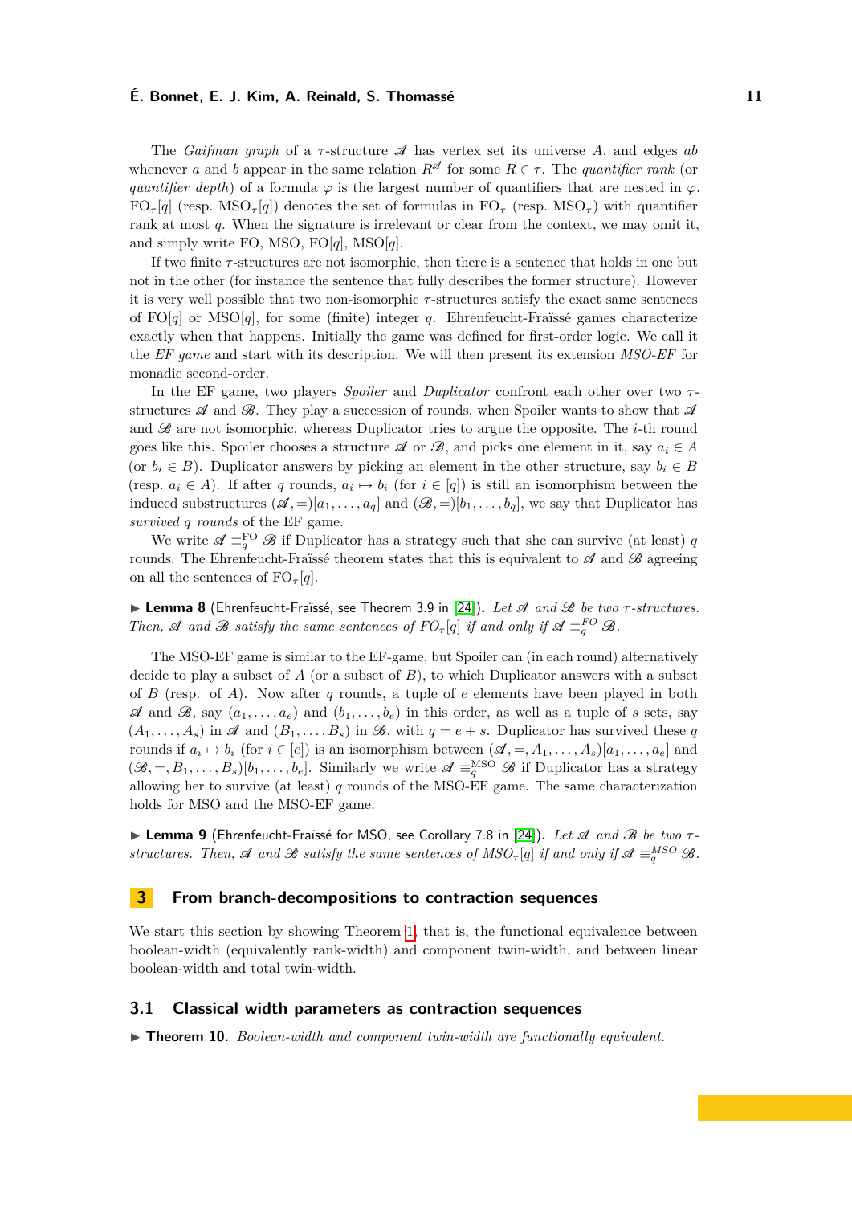The *Gaifman graph* of a $\tau$-structure $\mathscr{A}$ has vertex set its universe $A$, and edges $ab$ whenever $a$ and $b$ appear in the same relation $R^{\mathscr{A}}$ for some $R \in \tau$. The *quantifier rank* (or *quantifier depth*) of a formula $\varphi$ is the largest number of quantifiers that are nested in $\varphi$. $\mathrm{FO}_\tau[q]$ (resp. $\mathrm{MSO}_\tau[q]$) denotes the set of formulas in $\mathrm{FO}_\tau$ (resp. $\mathrm{MSO}_\tau$) with quantifier rank at most $q$. When the signature is irrelevant or clear from the context, we may omit it, and simply write FO, MSO, FO$[q]$, MSO$[q]$.

If two finite $\tau$-structures are not isomorphic, then there is a sentence that holds in one but not in the other (for instance the sentence that fully describes the former structure). However it is very well possible that two non-isomorphic $\tau$-structures satisfy the exact same sentences of FO$[q]$ or MSO$[q]$, for some (finite) integer $q$. Ehrenfeucht-Fraïssé games characterize exactly when that happens. Initially the game was defined for first-order logic. We call it the *EF game* and start with its description. We will then present its extension *MSO-EF* for monadic second-order.

In the EF game, two players *Spoiler* and *Duplicator* confront each other over two $\tau$-structures $\mathscr{A}$ and $\mathscr{B}$. They play a succession of rounds, when Spoiler wants to show that $\mathscr{A}$ and $\mathscr{B}$ are not isomorphic, whereas Duplicator tries to argue the opposite. The $i$-th round goes like this. Spoiler chooses a structure $\mathscr{A}$ or $\mathscr{B}$, and picks one element in it, say $a_i \in A$ (or $b_i \in B$). Duplicator answers by picking an element in the other structure, say $b_i \in B$ (resp. $a_i \in A$). If after $q$ rounds, $a_i \mapsto b_i$ (for $i \in [q]$) is still an isomorphism between the induced substructures $(\mathscr{A}, =)[a_1, \ldots, a_q]$ and $(\mathscr{B}, =)[b_1, \ldots, b_q]$, we say that Duplicator has *survived $q$ rounds* of the EF game.

We write $\mathscr{A} \equiv_q^{\mathrm{FO}} \mathscr{B}$ if Duplicator has a strategy such that she can survive (at least) $q$ rounds. The Ehrenfeucht-Fraïssé theorem states that this is equivalent to $\mathscr{A}$ and $\mathscr{B}$ agreeing on all the sentences of $\mathrm{FO}_\tau[q]$.

▶ **Lemma 8** (Ehrenfeucht-Fraïssé, see Theorem 3.9 in [24]). *Let $\mathscr{A}$ and $\mathscr{B}$ be two $\tau$-structures. Then, $\mathscr{A}$ and $\mathscr{B}$ satisfy the same sentences of $FO_\tau[q]$ if and only if $\mathscr{A} \equiv_q^{FO} \mathscr{B}$.*

The MSO-EF game is similar to the EF-game, but Spoiler can (in each round) alternatively decide to play a subset of $A$ (or a subset of $B$), to which Duplicator answers with a subset of $B$ (resp. of $A$). Now after $q$ rounds, a tuple of $e$ elements have been played in both $\mathscr{A}$ and $\mathscr{B}$, say $(a_1, \ldots, a_e)$ and $(b_1, \ldots, b_e)$ in this order, as well as a tuple of $s$ sets, say $(A_1, \ldots, A_s)$ in $\mathscr{A}$ and $(B_1, \ldots, B_s)$ in $\mathscr{B}$, with $q = e + s$. Duplicator has survived these $q$ rounds if $a_i \mapsto b_i$ (for $i \in [e]$) is an isomorphism between $(\mathscr{A}, =, A_1, \ldots, A_s)[a_1, \ldots, a_e]$ and $(\mathscr{B}, =, B_1, \ldots, B_s)[b_1, \ldots, b_e]$. Similarly we write $\mathscr{A} \equiv_q^{\mathrm{MSO}} \mathscr{B}$ if Duplicator has a strategy allowing her to survive (at least) $q$ rounds of the MSO-EF game. The same characterization holds for MSO and the MSO-EF game.

▶ **Lemma 9** (Ehrenfeucht-Fraïssé for MSO, see Corollary 7.8 in [24]). *Let $\mathscr{A}$ and $\mathscr{B}$ be two $\tau$-structures. Then, $\mathscr{A}$ and $\mathscr{B}$ satisfy the same sentences of $MSO_\tau[q]$ if and only if $\mathscr{A} \equiv_q^{MSO} \mathscr{B}$.*

# 3 From branch-decompositions to contraction sequences

We start this section by showing Theorem 1, that is, the functional equivalence between boolean-width (equivalently rank-width) and component twin-width, and between linear boolean-width and total twin-width.

## 3.1 Classical width parameters as contraction sequences

▶ **Theorem 10.** *Boolean-width and component twin-width are functionally equivalent.*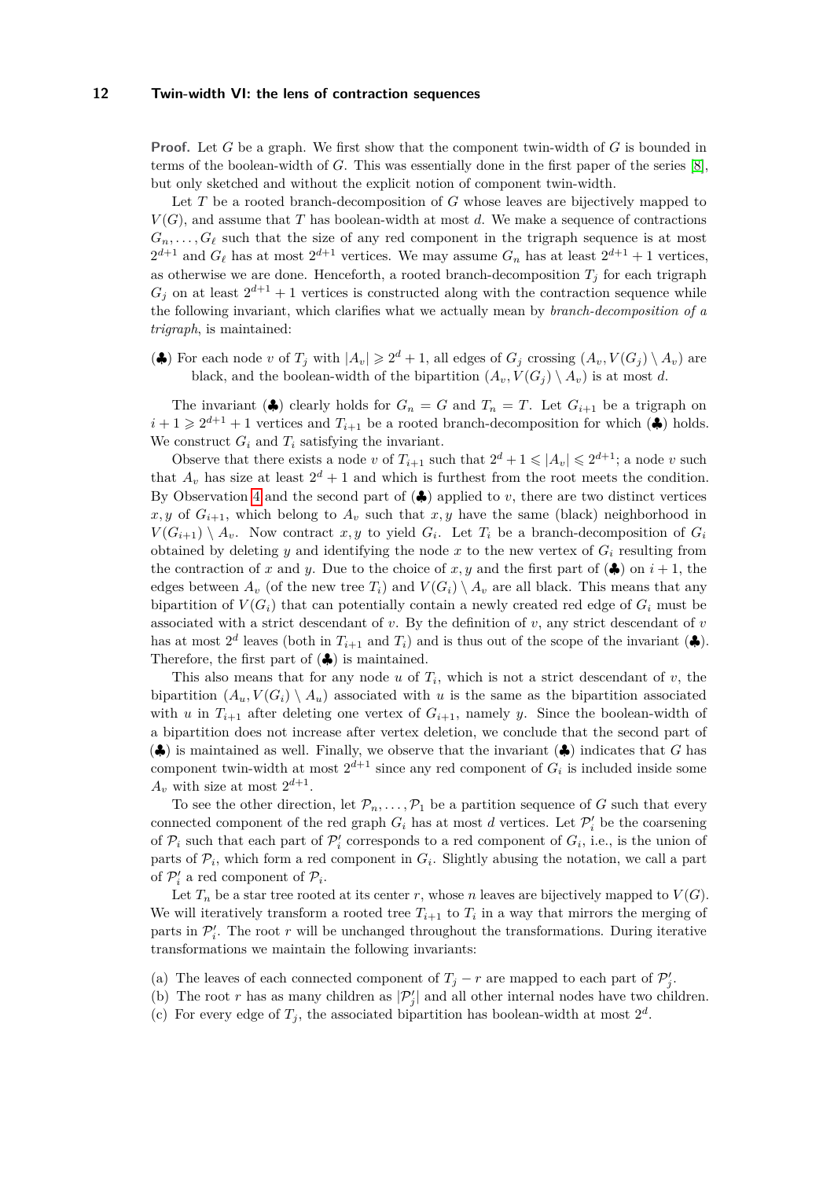**Proof.** Let $G$ be a graph. We first show that the component twin-width of $G$ is bounded in terms of the boolean-width of $G$. This was essentially done in the first paper of the series [8], but only sketched and without the explicit notion of component twin-width.

Let $T$ be a rooted branch-decomposition of $G$ whose leaves are bijectively mapped to $V(G)$, and assume that $T$ has boolean-width at most $d$. We make a sequence of contractions $G_n, \ldots, G_\ell$ such that the size of any red component in the trigraph sequence is at most $2^{d+1}$ and $G_\ell$ has at most $2^{d+1}$ vertices. We may assume $G_n$ has at least $2^{d+1}+1$ vertices, as otherwise we are done. Henceforth, a rooted branch-decomposition $T_j$ for each trigraph $G_j$ on at least $2^{d+1}+1$ vertices is constructed along with the contraction sequence while the following invariant, which clarifies what we actually mean by *branch-decomposition of a trigraph*, is maintained:

(♣) For each node $v$ of $T_j$ with $|A_v| \geqslant 2^d + 1$, all edges of $G_j$ crossing $(A_v, V(G_j) \setminus A_v)$ are black, and the boolean-width of the bipartition $(A_v, V(G_j) \setminus A_v)$ is at most $d$.

The invariant (♣) clearly holds for $G_n = G$ and $T_n = T$. Let $G_{i+1}$ be a trigraph on $i+1 \geqslant 2^{d+1}+1$ vertices and $T_{i+1}$ be a rooted branch-decomposition for which (♣) holds. We construct $G_i$ and $T_i$ satisfying the invariant.

Observe that there exists a node $v$ of $T_{i+1}$ such that $2^d + 1 \leqslant |A_v| \leqslant 2^{d+1}$; a node $v$ such that $A_v$ has size at least $2^d+1$ and which is furthest from the root meets the condition. By Observation 4 and the second part of (♣) applied to $v$, there are two distinct vertices $x, y$ of $G_{i+1}$, which belong to $A_v$ such that $x, y$ have the same (black) neighborhood in $V(G_{i+1}) \setminus A_v$. Now contract $x, y$ to yield $G_i$. Let $T_i$ be a branch-decomposition of $G_i$ obtained by deleting $y$ and identifying the node $x$ to the new vertex of $G_i$ resulting from the contraction of $x$ and $y$. Due to the choice of $x, y$ and the first part of (♣) on $i+1$, the edges between $A_v$ (of the new tree $T_i$) and $V(G_i) \setminus A_v$ are all black. This means that any bipartition of $V(G_i)$ that can potentially contain a newly created red edge of $G_i$ must be associated with a strict descendant of $v$. By the definition of $v$, any strict descendant of $v$ has at most $2^d$ leaves (both in $T_{i+1}$ and $T_i$) and is thus out of the scope of the invariant (♣). Therefore, the first part of (♣) is maintained.

This also means that for any node $u$ of $T_i$, which is not a strict descendant of $v$, the bipartition $(A_u, V(G_i) \setminus A_u)$ associated with $u$ is the same as the bipartition associated with $u$ in $T_{i+1}$ after deleting one vertex of $G_{i+1}$, namely $y$. Since the boolean-width of a bipartition does not increase after vertex deletion, we conclude that the second part of (♣) is maintained as well. Finally, we observe that the invariant (♣) indicates that $G$ has component twin-width at most $2^{d+1}$ since any red component of $G_i$ is included inside some $A_v$ with size at most $2^{d+1}$.

To see the other direction, let $\mathcal{P}_n, \ldots, \mathcal{P}_1$ be a partition sequence of $G$ such that every connected component of the red graph $G_i$ has at most $d$ vertices. Let $\mathcal{P}'_i$ be the coarsening of $\mathcal{P}_i$ such that each part of $\mathcal{P}'_i$ corresponds to a red component of $G_i$, i.e., is the union of parts of $\mathcal{P}_i$, which form a red component in $G_i$. Slightly abusing the notation, we call a part of $\mathcal{P}'_i$ a red component of $\mathcal{P}_i$.

Let $T_n$ be a star tree rooted at its center $r$, whose $n$ leaves are bijectively mapped to $V(G)$. We will iteratively transform a rooted tree $T_{i+1}$ to $T_i$ in a way that mirrors the merging of parts in $\mathcal{P}'_i$. The root $r$ will be unchanged throughout the transformations. During iterative transformations we maintain the following invariants:

(a) The leaves of each connected component of $T_j - r$ are mapped to each part of $\mathcal{P}'_j$.
(b) The root $r$ has as many children as $|\mathcal{P}'_j|$ and all other internal nodes have two children.
(c) For every edge of $T_j$, the associated bipartition has boolean-width at most $2^d$.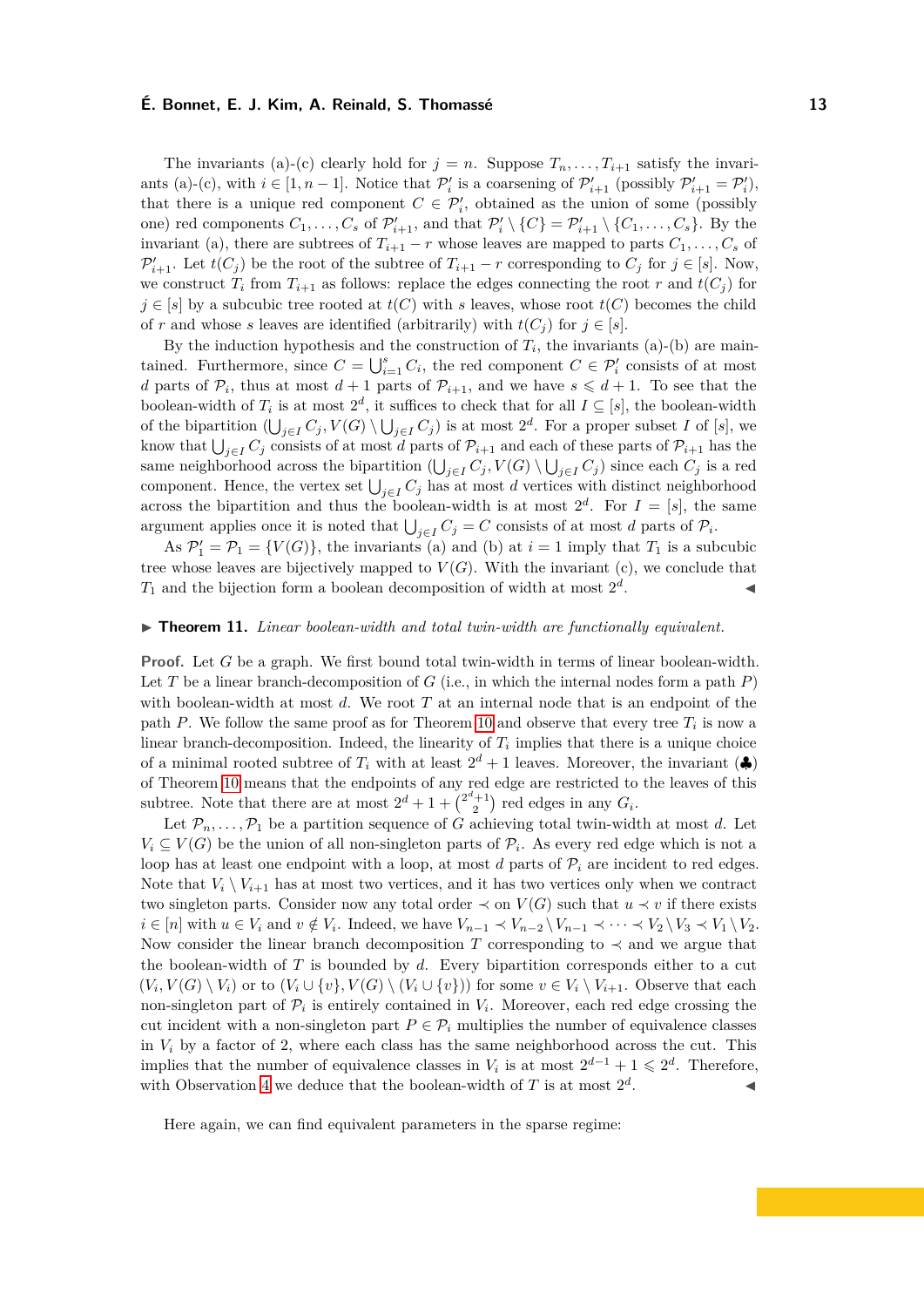The invariants (a)-(c) clearly hold for $j = n$. Suppose $T_n, \ldots, T_{i+1}$ satisfy the invariants (a)-(c), with $i \in [1, n-1]$. Notice that $\mathcal{P}'_i$ is a coarsening of $\mathcal{P}'_{i+1}$ (possibly $\mathcal{P}'_{i+1} = \mathcal{P}'_i$), that there is a unique red component $C \in \mathcal{P}'_i$, obtained as the union of some (possibly one) red components $C_1, \ldots, C_s$ of $\mathcal{P}'_{i+1}$, and that $\mathcal{P}'_i \setminus \{C\} = \mathcal{P}'_{i+1} \setminus \{C_1, \ldots, C_s\}$. By the invariant (a), there are subtrees of $T_{i+1} - r$ whose leaves are mapped to parts $C_1, \ldots, C_s$ of $\mathcal{P}'_{i+1}$. Let $t(C_j)$ be the root of the subtree of $T_{i+1} - r$ corresponding to $C_j$ for $j \in [s]$. Now, we construct $T_i$ from $T_{i+1}$ as follows: replace the edges connecting the root $r$ and $t(C_j)$ for $j \in [s]$ by a subcubic tree rooted at $t(C)$ with $s$ leaves, whose root $t(C)$ becomes the child of $r$ and whose $s$ leaves are identified (arbitrarily) with $t(C_j)$ for $j \in [s]$.

By the induction hypothesis and the construction of $T_i$, the invariants (a)-(b) are maintained. Furthermore, since $C = \bigcup_{i=1}^{s} C_i$, the red component $C \in \mathcal{P}'_i$ consists of at most $d$ parts of $\mathcal{P}_i$, thus at most $d+1$ parts of $\mathcal{P}_{i+1}$, and we have $s \leqslant d+1$. To see that the boolean-width of $T_i$ is at most $2^d$, it suffices to check that for all $I \subseteq [s]$, the boolean-width of the bipartition $(\bigcup_{j \in I} C_j, V(G) \setminus \bigcup_{j \in I} C_j)$ is at most $2^d$. For a proper subset $I$ of $[s]$, we know that $\bigcup_{j \in I} C_j$ consists of at most $d$ parts of $\mathcal{P}_{i+1}$ and each of these parts of $\mathcal{P}_{i+1}$ has the same neighborhood across the bipartition $(\bigcup_{j \in I} C_j, V(G) \setminus \bigcup_{j \in I} C_j)$ since each $C_j$ is a red component. Hence, the vertex set $\bigcup_{j \in I} C_j$ has at most $d$ vertices with distinct neighborhood across the bipartition and thus the boolean-width is at most $2^d$. For $I = [s]$, the same argument applies once it is noted that $\bigcup_{j \in I} C_j = C$ consists of at most $d$ parts of $\mathcal{P}_i$.

As $\mathcal{P}'_1 = \mathcal{P}_1 = \{V(G)\}$, the invariants (a) and (b) at $i = 1$ imply that $T_1$ is a subcubic tree whose leaves are bijectively mapped to $V(G)$. With the invariant (c), we conclude that $T_1$ and the bijection form a boolean decomposition of width at most $2^d$. ◀

▶ **Theorem 11.** *Linear boolean-width and total twin-width are functionally equivalent.*

**Proof.** Let $G$ be a graph. We first bound total twin-width in terms of linear boolean-width. Let $T$ be a linear branch-decomposition of $G$ (i.e., in which the internal nodes form a path $P$) with boolean-width at most $d$. We root $T$ at an internal node that is an endpoint of the path $P$. We follow the same proof as for Theorem 10 and observe that every tree $T_i$ is now a linear branch-decomposition. Indeed, the linearity of $T_i$ implies that there is a unique choice of a minimal rooted subtree of $T_i$ with at least $2^d + 1$ leaves. Moreover, the invariant (♣) of Theorem 10 means that the endpoints of any red edge are restricted to the leaves of this subtree. Note that there are at most $2^d + 1 + \binom{2^d+1}{2}$ red edges in any $G_i$.

Let $\mathcal{P}_n, \ldots, \mathcal{P}_1$ be a partition sequence of $G$ achieving total twin-width at most $d$. Let $V_i \subseteq V(G)$ be the union of all non-singleton parts of $\mathcal{P}_i$. As every red edge which is not a loop has at least one endpoint with a loop, at most $d$ parts of $\mathcal{P}_i$ are incident to red edges. Note that $V_i \setminus V_{i+1}$ has at most two vertices, and it has two vertices only when we contract two singleton parts. Consider now any total order $\prec$ on $V(G)$ such that $u \prec v$ if there exists $i \in [n]$ with $u \in V_i$ and $v \notin V_i$. Indeed, we have $V_{n-1} \prec V_{n-2} \setminus V_{n-1} \prec \cdots \prec V_2 \setminus V_3 \prec V_1 \setminus V_2$. Now consider the linear branch decomposition $T$ corresponding to $\prec$ and we argue that the boolean-width of $T$ is bounded by $d$. Every bipartition corresponds either to a cut $(V_i, V(G) \setminus V_i)$ or to $(V_i \cup \{v\}, V(G) \setminus (V_i \cup \{v\}))$ for some $v \in V_i \setminus V_{i+1}$. Observe that each non-singleton part of $\mathcal{P}_i$ is entirely contained in $V_i$. Moreover, each red edge crossing the cut incident with a non-singleton part $P \in \mathcal{P}_i$ multiplies the number of equivalence classes in $V_i$ by a factor of 2, where each class has the same neighborhood across the cut. This implies that the number of equivalence classes in $V_i$ is at most $2^{d-1} + 1 \leqslant 2^d$. Therefore, with Observation 4 we deduce that the boolean-width of $T$ is at most $2^d$. ◀

Here again, we can find equivalent parameters in the sparse regime: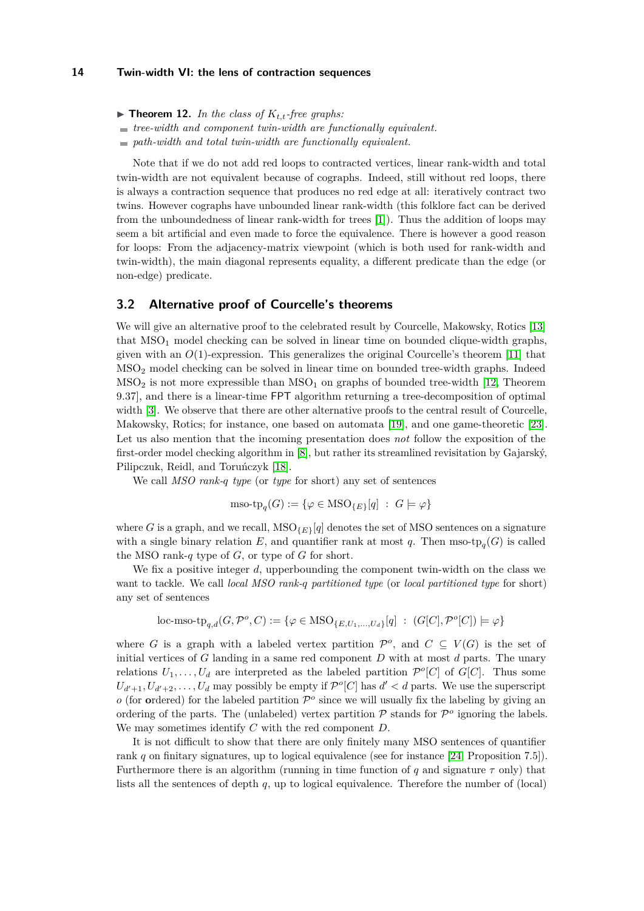▶ **Theorem 12.** *In the class of $K_{t,t}$-free graphs:*

- *tree-width and component twin-width are functionally equivalent.*
- *path-width and total twin-width are functionally equivalent.*

Note that if we do not add red loops to contracted vertices, linear rank-width and total twin-width are not equivalent because of cographs. Indeed, still without red loops, there is always a contraction sequence that produces no red edge at all: iteratively contract two twins. However cographs have unbounded linear rank-width (this folklore fact can be derived from the unboundedness of linear rank-width for trees [1]). Thus the addition of loops may seem a bit artificial and even made to force the equivalence. There is however a good reason for loops: From the adjacency-matrix viewpoint (which is both used for rank-width and twin-width), the main diagonal represents equality, a different predicate than the edge (or non-edge) predicate.

## 3.2 Alternative proof of Courcelle's theorems

We will give an alternative proof to the celebrated result by Courcelle, Makowsky, Rotics [13] that $\mathrm{MSO}_1$ model checking can be solved in linear time on bounded clique-width graphs, given with an $O(1)$-expression. This generalizes the original Courcelle's theorem [11] that $\mathrm{MSO}_2$ model checking can be solved in linear time on bounded tree-width graphs. Indeed $\mathrm{MSO}_2$ is not more expressible than $\mathrm{MSO}_1$ on graphs of bounded tree-width [12, Theorem 9.37], and there is a linear-time FPT algorithm returning a tree-decomposition of optimal width [3]. We observe that there are other alternative proofs to the central result of Courcelle, Makowsky, Rotics; for instance, one based on automata [19], and one game-theoretic [23]. Let us also mention that the incoming presentation does *not* follow the exposition of the first-order model checking algorithm in [8], but rather its streamlined revisitation by Gajarský, Pilipczuk, Reidl, and Toruńczyk [18].

We call *MSO rank-$q$ type* (or *type* for short) any set of sentences

$$\text{mso-tp}_q(G) := \{\varphi \in \mathrm{MSO}_{\{E\}}[q] \ : \ G \models \varphi\}$$

where $G$ is a graph, and we recall, $\mathrm{MSO}_{\{E\}}[q]$ denotes the set of MSO sentences on a signature with a single binary relation $E$, and quantifier rank at most $q$. Then $\text{mso-tp}_q(G)$ is called the MSO rank-$q$ type of $G$, or type of $G$ for short.

We fix a positive integer $d$, upperbounding the component twin-width on the class we want to tackle. We call *local MSO rank-$q$ partitioned type* (or *local partitioned type* for short) any set of sentences

$$\text{loc-mso-tp}_{q,d}(G, \mathcal{P}^o, C) := \{\varphi \in \mathrm{MSO}_{\{E,U_1,\ldots,U_d\}}[q] \ : \ (G[C], \mathcal{P}^o[C]) \models \varphi\}$$

where $G$ is a graph with a labeled vertex partition $\mathcal{P}^o$, and $C \subseteq V(G)$ is the set of initial vertices of $G$ landing in a same red component $D$ with at most $d$ parts. The unary relations $U_1, \ldots, U_d$ are interpreted as the labeled partition $\mathcal{P}^o[C]$ of $G[C]$. Thus some $U_{d'+1}, U_{d'+2}, \ldots, U_d$ may possibly be empty if $\mathcal{P}^o[C]$ has $d' < d$ parts. We use the superscript $o$ (for **o**rdered) for the labeled partition $\mathcal{P}^o$ since we will usually fix the labeling by giving an ordering of the parts. The (unlabeled) vertex partition $\mathcal{P}$ stands for $\mathcal{P}^o$ ignoring the labels. We may sometimes identify $C$ with the red component $D$.

It is not difficult to show that there are only finitely many MSO sentences of quantifier rank $q$ on finitary signatures, up to logical equivalence (see for instance [24, Proposition 7.5]). Furthermore there is an algorithm (running in time function of $q$ and signature $\tau$ only) that lists all the sentences of depth $q$, up to logical equivalence. Therefore the number of (local)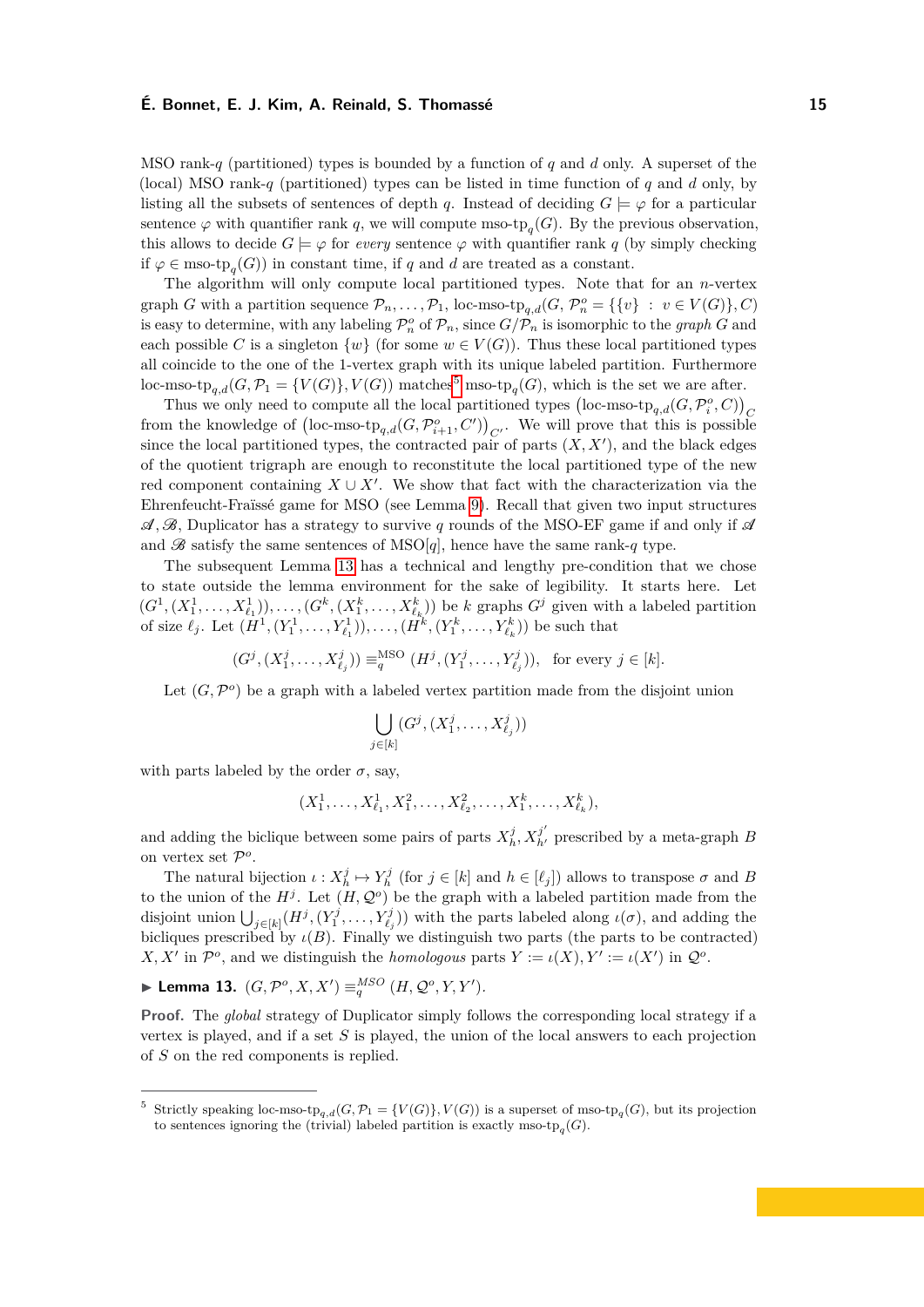MSO rank-$q$ (partitioned) types is bounded by a function of $q$ and $d$ only. A superset of the (local) MSO rank-$q$ (partitioned) types can be listed in time function of $q$ and $d$ only, by listing all the subsets of sentences of depth $q$. Instead of deciding $G \models \varphi$ for a particular sentence $\varphi$ with quantifier rank $q$, we will compute $\text{mso-tp}_q(G)$. By the previous observation, this allows to decide $G \models \varphi$ for *every* sentence $\varphi$ with quantifier rank $q$ (by simply checking if $\varphi \in \text{mso-tp}_q(G)$) in constant time, if $q$ and $d$ are treated as a constant.

The algorithm will only compute local partitioned types. Note that for an $n$-vertex graph $G$ with a partition sequence $\mathcal{P}_n, \ldots, \mathcal{P}_1$, $\text{loc-mso-tp}_{q,d}(G, \mathcal{P}^o_n = \{\{v\} \ : \ v \in V(G)\}, C)$ is easy to determine, with any labeling $\mathcal{P}^o_n$ of $\mathcal{P}_n$, since $G/\mathcal{P}_n$ is isomorphic to the *graph* $G$ and each possible $C$ is a singleton $\{w\}$ (for some $w \in V(G)$). Thus these local partitioned types all coincide to the one of the 1-vertex graph with its unique labeled partition. Furthermore $\text{loc-mso-tp}_{q,d}(G, \mathcal{P}_1 = \{V(G)\}, V(G))$ matches[5] $\text{mso-tp}_q(G)$, which is the set we are after.

Thus we only need to compute all the local partitioned types $\left(\text{loc-mso-tp}_{q,d}(G, \mathcal{P}^o_i, C)\right)_C$ from the knowledge of $\left(\text{loc-mso-tp}_{q,d}(G, \mathcal{P}^o_{i+1}, C')\right)_{C'}$. We will prove that this is possible since the local partitioned types, the contracted pair of parts $(X, X')$, and the black edges of the quotient trigraph are enough to reconstitute the local partitioned type of the new red component containing $X \cup X'$. We show that fact with the characterization via the Ehrenfeucht-Fraïssé game for MSO (see Lemma 9). Recall that given two input structures $\mathscr{A}, \mathscr{B}$, Duplicator has a strategy to survive $q$ rounds of the MSO-EF game if and only if $\mathscr{A}$ and $\mathscr{B}$ satisfy the same sentences of $\text{MSO}[q]$, hence have the same rank-$q$ type.

The subsequent Lemma 13 has a technical and lengthy pre-condition that we chose to state outside the lemma environment for the sake of legibility. It starts here. Let $(G^1, (X^1_1, \ldots, X^1_{\ell_1})), \ldots, (G^k, (X^k_1, \ldots, X^k_{\ell_k}))$ be $k$ graphs $G^j$ given with a labeled partition of size $\ell_j$. Let $(H^1, (Y^1_1, \ldots, Y^1_{\ell_1})), \ldots, (H^k, (Y^k_1, \ldots, Y^k_{\ell_k}))$ be such that

$$(G^j, (X^j_1, \ldots, X^j_{\ell_j})) \equiv^{\text{MSO}}_q (H^j, (Y^j_1, \ldots, Y^j_{\ell_j})), \ \text{ for every } j \in [k].$$

Let $(G, \mathcal{P}^o)$ be a graph with a labeled vertex partition made from the disjoint union

$$\bigcup_{j \in [k]} (G^j, (X^j_1, \ldots, X^j_{\ell_j}))$$

with parts labeled by the order $\sigma$, say,

$$(X^1_1, \ldots, X^1_{\ell_1}, X^2_1, \ldots, X^2_{\ell_2}, \ldots, X^k_1, \ldots, X^k_{\ell_k}),$$

and adding the biclique between some pairs of parts $X^j_h, X^{j'}_{h'}$ prescribed by a meta-graph $B$ on vertex set $\mathcal{P}^o$.

The natural bijection $\iota : X^j_h \mapsto Y^j_h$ (for $j \in [k]$ and $h \in [\ell_j]$) allows to transpose $\sigma$ and $B$ to the union of the $H^j$. Let $(H, \mathcal{Q}^o)$ be the graph with a labeled partition made from the disjoint union $\bigcup_{j \in [k]} (H^j, (Y^j_1, \ldots, Y^j_{\ell_j}))$ with the parts labeled along $\iota(\sigma)$, and adding the bicliques prescribed by $\iota(B)$. Finally we distinguish two parts (the parts to be contracted) $X, X'$ in $\mathcal{P}^o$, and we distinguish the *homologous* parts $Y := \iota(X), Y' := \iota(X')$ in $\mathcal{Q}^o$.

▶ **Lemma 13.** $(G, \mathcal{P}^o, X, X') \equiv^{MSO}_q (H, \mathcal{Q}^o, Y, Y')$.

**Proof.** The *global* strategy of Duplicator simply follows the corresponding local strategy if a vertex is played, and if a set $S$ is played, the union of the local answers to each projection of $S$ on the red components is replied.

---

[5] Strictly speaking $\text{loc-mso-tp}_{q,d}(G, \mathcal{P}_1 = \{V(G)\}, V(G))$ is a superset of $\text{mso-tp}_q(G)$, but its projection to sentences ignoring the (trivial) labeled partition is exactly $\text{mso-tp}_q(G)$.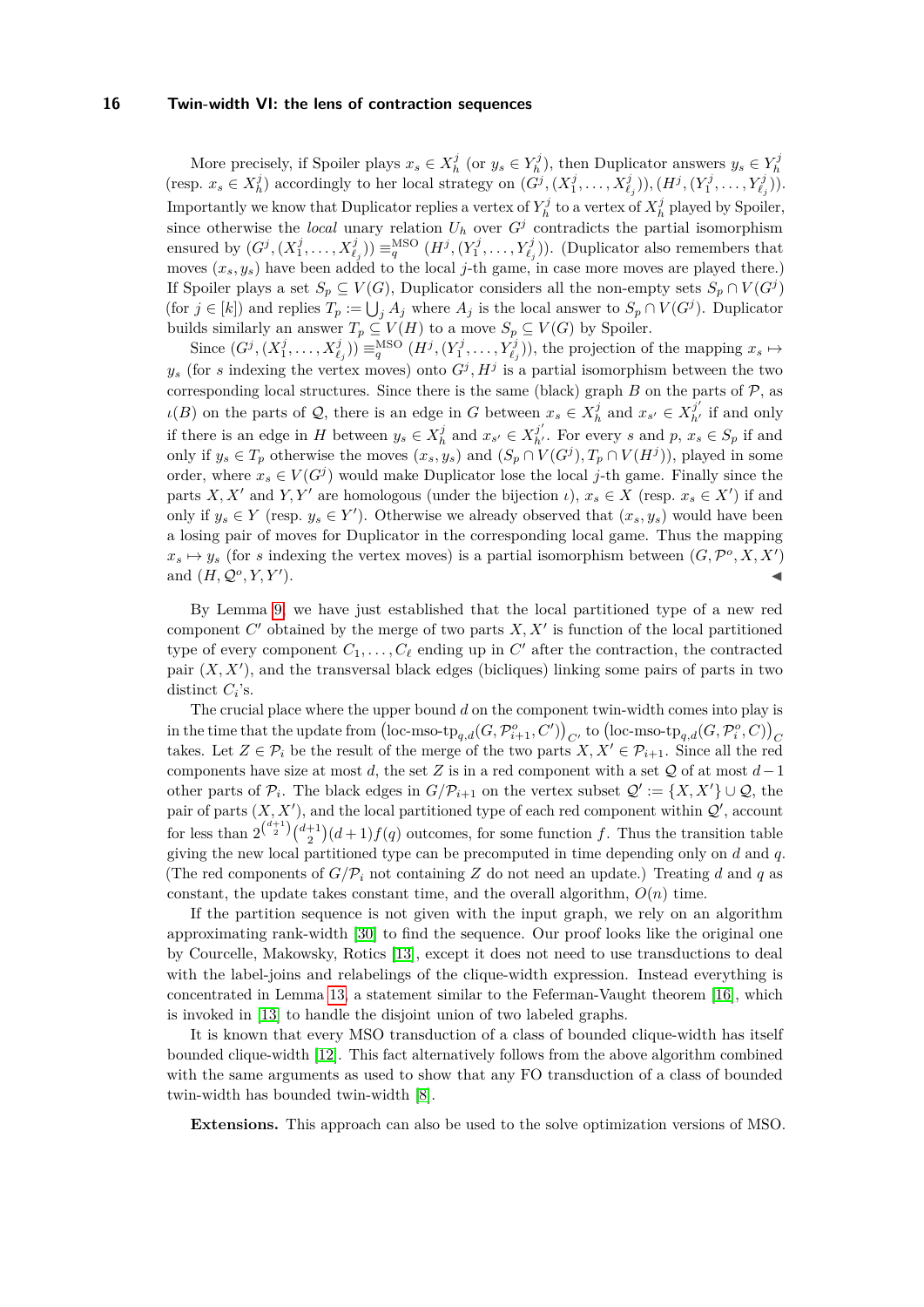More precisely, if Spoiler plays $x_s \in X_h^j$ (or $y_s \in Y_h^j$), then Duplicator answers $y_s \in Y_h^j$ (resp. $x_s \in X_h^j$) accordingly to her local strategy on $(G^j, (X_1^j, \ldots, X_{\ell_j}^j)), (H^j, (Y_1^j, \ldots, Y_{\ell_j}^j))$. Importantly we know that Duplicator replies a vertex of $Y_h^j$ to a vertex of $X_h^j$ played by Spoiler, since otherwise the *local* unary relation $U_h$ over $G^j$ contradicts the partial isomorphism ensured by $(G^j, (X_1^j, \ldots, X_{\ell_j}^j)) \equiv_q^{\text{MSO}} (H^j, (Y_1^j, \ldots, Y_{\ell_j}^j))$. (Duplicator also remembers that moves $(x_s, y_s)$ have been added to the local $j$-th game, in case more moves are played there.) If Spoiler plays a set $S_p \subseteq V(G)$, Duplicator considers all the non-empty sets $S_p \cap V(G^j)$ (for $j \in [k]$) and replies $T_p := \bigcup_j A_j$ where $A_j$ is the local answer to $S_p \cap V(G^j)$. Duplicator builds similarly an answer $T_p \subseteq V(H)$ to a move $S_p \subseteq V(G)$ by Spoiler.

Since $(G^j, (X_1^j, \ldots, X_{\ell_j}^j)) \equiv_q^{\text{MSO}} (H^j, (Y_1^j, \ldots, Y_{\ell_j}^j))$, the projection of the mapping $x_s \mapsto y_s$ (for $s$ indexing the vertex moves) onto $G^j, H^j$ is a partial isomorphism between the two corresponding local structures. Since there is the same (black) graph $B$ on the parts of $\mathcal{P}$, as $\iota(B)$ on the parts of $\mathcal{Q}$, there is an edge in $G$ between $x_s \in X_h^j$ and $x_{s'} \in X_{h'}^{j'}$ if and only if there is an edge in $H$ between $y_s \in X_h^j$ and $x_{s'} \in X_{h'}^{j'}$. For every $s$ and $p$, $x_s \in S_p$ if and only if $y_s \in T_p$ otherwise the moves $(x_s, y_s)$ and $(S_p \cap V(G^j), T_p \cap V(H^j))$, played in some order, where $x_s \in V(G^j)$ would make Duplicator lose the local $j$-th game. Finally since the parts $X, X'$ and $Y, Y'$ are homologous (under the bijection $\iota$), $x_s \in X$ (resp. $x_s \in X'$) if and only if $y_s \in Y$ (resp. $y_s \in Y'$). Otherwise we already observed that $(x_s, y_s)$ would have been a losing pair of moves for Duplicator in the corresponding local game. Thus the mapping $x_s \mapsto y_s$ (for $s$ indexing the vertex moves) is a partial isomorphism between $(G, \mathcal{P}^o, X, X')$ and $(H, \mathcal{Q}^o, Y, Y')$. ◀

By Lemma 9, we have just established that the local partitioned type of a new red component $C'$ obtained by the merge of two parts $X, X'$ is function of the local partitioned type of every component $C_1, \ldots, C_\ell$ ending up in $C'$ after the contraction, the contracted pair $(X, X')$, and the transversal black edges (bicliques) linking some pairs of parts in two distinct $C_i$'s.

The crucial place where the upper bound $d$ on the component twin-width comes into play is in the time that the update from $\left(\text{loc-mso-tp}_{q,d}(G, \mathcal{P}_{i+1}^o, C')\right)_{C'}$ to $\left(\text{loc-mso-tp}_{q,d}(G, \mathcal{P}_i^o, C)\right)_C$ takes. Let $Z \in \mathcal{P}_i$ be the result of the merge of the two parts $X, X' \in \mathcal{P}_{i+1}$. Since all the red components have size at most $d$, the set $Z$ is in a red component with a set $\mathcal{Q}$ of at most $d-1$ other parts of $\mathcal{P}_i$. The black edges in $G/\mathcal{P}_{i+1}$ on the vertex subset $\mathcal{Q}' := \{X, X'\} \cup \mathcal{Q}$, the pair of parts $(X, X')$, and the local partitioned type of each red component within $\mathcal{Q}'$, account for less than $2^{\binom{d+1}{2}}\binom{d+1}{2}(d+1)f(q)$ outcomes, for some function $f$. Thus the transition table giving the new local partitioned type can be precomputed in time depending only on $d$ and $q$. (The red components of $G/\mathcal{P}_i$ not containing $Z$ do not need an update.) Treating $d$ and $q$ as constant, the update takes constant time, and the overall algorithm, $O(n)$ time.

If the partition sequence is not given with the input graph, we rely on an algorithm approximating rank-width [30] to find the sequence. Our proof looks like the original one by Courcelle, Makowsky, Rotics [13], except it does not need to use transductions to deal with the label-joins and relabelings of the clique-width expression. Instead everything is concentrated in Lemma 13, a statement similar to the Feferman-Vaught theorem [16], which is invoked in [13] to handle the disjoint union of two labeled graphs.

It is known that every MSO transduction of a class of bounded clique-width has itself bounded clique-width [12]. This fact alternatively follows from the above algorithm combined with the same arguments as used to show that any FO transduction of a class of bounded twin-width has bounded twin-width [8].

**Extensions.** This approach can also be used to the solve optimization versions of MSO.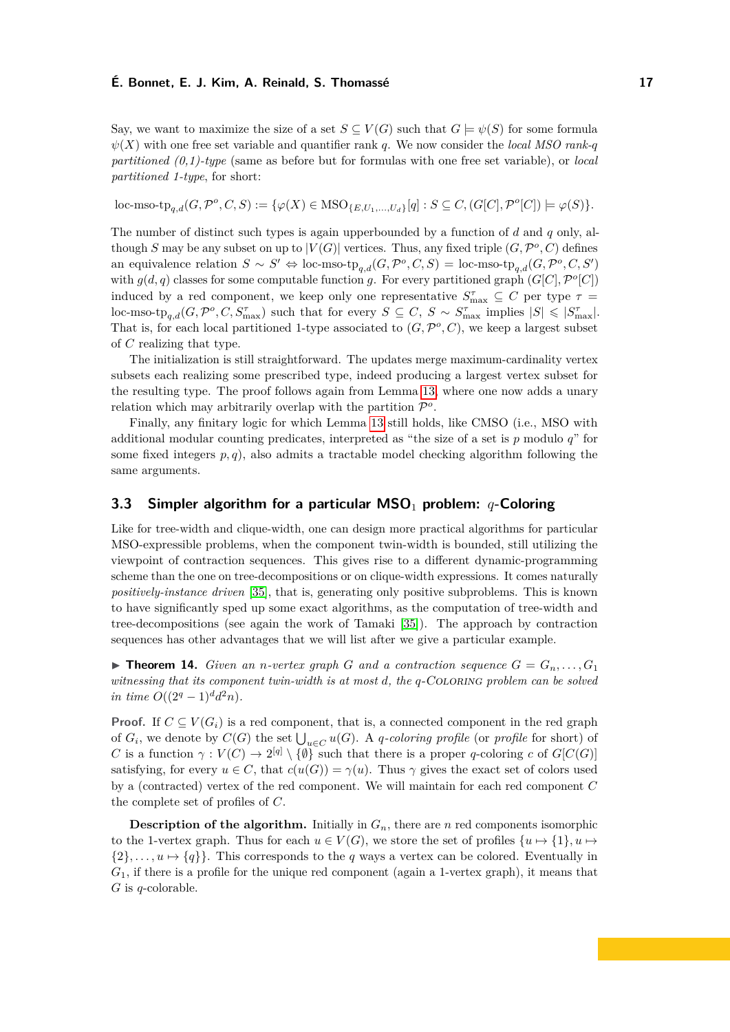Say, we want to maximize the size of a set $S \subseteq V(G)$ such that $G \models \psi(S)$ for some formula $\psi(X)$ with one free set variable and quantifier rank $q$. We now consider the *local MSO rank-q partitioned (0,1)-type* (same as before but for formulas with one free set variable), or *local partitioned 1-type*, for short:

$$\text{loc-mso-tp}_{q,d}(G, \mathcal{P}^o, C, S) := \{\varphi(X) \in \text{MSO}_{\{E,U_1,\ldots,U_d\}}[q] : S \subseteq C, (G[C], \mathcal{P}^o[C]) \models \varphi(S)\}.$$

The number of distinct such types is again upperbounded by a function of $d$ and $q$ only, although $S$ may be any subset on up to $|V(G)|$ vertices. Thus, any fixed triple $(G, \mathcal{P}^o, C)$ defines an equivalence relation $S \sim S' \Leftrightarrow \text{loc-mso-tp}_{q,d}(G, \mathcal{P}^o, C, S) = \text{loc-mso-tp}_{q,d}(G, \mathcal{P}^o, C, S')$ with $g(d, q)$ classes for some computable function $g$. For every partitioned graph $(G[C], \mathcal{P}^o[C])$ induced by a red component, we keep only one representative $S^\tau_{\max} \subseteq C$ per type $\tau = \text{loc-mso-tp}_{q,d}(G, \mathcal{P}^o, C, S^\tau_{\max})$ such that for every $S \subseteq C$, $S \sim S^\tau_{\max}$ implies $|S| \leqslant |S^\tau_{\max}|$. That is, for each local partitioned 1-type associated to $(G, \mathcal{P}^o, C)$, we keep a largest subset of $C$ realizing that type.

The initialization is still straightforward. The updates merge maximum-cardinality vertex subsets each realizing some prescribed type, indeed producing a largest vertex subset for the resulting type. The proof follows again from Lemma 13, where one now adds a unary relation which may arbitrarily overlap with the partition $\mathcal{P}^o$.

Finally, any finitary logic for which Lemma 13 still holds, like CMSO (i.e., MSO with additional modular counting predicates, interpreted as "the size of a set is $p$ modulo $q$" for some fixed integers $p, q$), also admits a tractable model checking algorithm following the same arguments.

### 3.3 Simpler algorithm for a particular MSO$_1$ problem: $q$-Coloring

Like for tree-width and clique-width, one can design more practical algorithms for particular MSO-expressible problems, when the component twin-width is bounded, still utilizing the viewpoint of contraction sequences. This gives rise to a different dynamic-programming scheme than the one on tree-decompositions or on clique-width expressions. It comes naturally *positively-instance driven* [35], that is, generating only positive subproblems. This is known to have significantly sped up some exact algorithms, as the computation of tree-width and tree-decompositions (see again the work of Tamaki [35]). The approach by contraction sequences has other advantages that we will list after we give a particular example.

▶ **Theorem 14.** *Given an $n$-vertex graph $G$ and a contraction sequence $G = G_n, \ldots, G_1$ witnessing that its component twin-width is at most $d$, the $q$-Coloring problem can be solved in time $O((2^q - 1)^d d^2 n)$.*

**Proof.** If $C \subseteq V(G_i)$ is a red component, that is, a connected component in the red graph of $G_i$, we denote by $C(G)$ the set $\bigcup_{u \in C} u(G)$. A *$q$-coloring profile* (or *profile* for short) of $C$ is a function $\gamma : V(C) \to 2^{[q]} \setminus \{\emptyset\}$ such that there is a proper $q$-coloring $c$ of $G[C(G)]$ satisfying, for every $u \in C$, that $c(u(G)) = \gamma(u)$. Thus $\gamma$ gives the exact set of colors used by a (contracted) vertex of the red component. We will maintain for each red component $C$ the complete set of profiles of $C$.

**Description of the algorithm.** Initially in $G_n$, there are $n$ red components isomorphic to the 1-vertex graph. Thus for each $u \in V(G)$, we store the set of profiles $\{u \mapsto \{1\}, u \mapsto \{2\}, \ldots, u \mapsto \{q\}\}$. This corresponds to the $q$ ways a vertex can be colored. Eventually in $G_1$, if there is a profile for the unique red component (again a 1-vertex graph), it means that $G$ is $q$-colorable.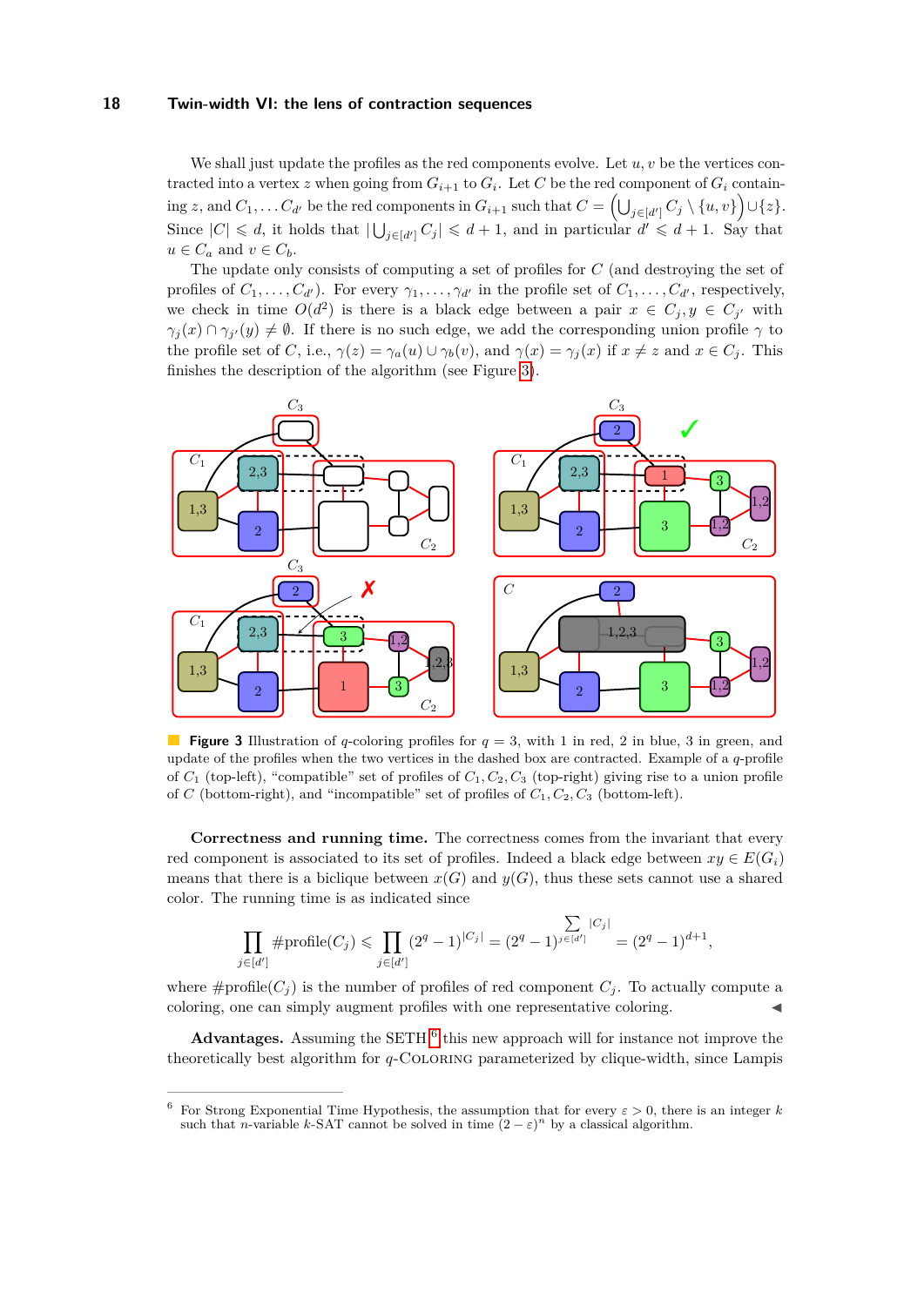We shall just update the profiles as the red components evolve. Let $u, v$ be the vertices contracted into a vertex $z$ when going from $G_{i+1}$ to $G_i$. Let $C$ be the red component of $G_i$ containing $z$, and $C_1, \ldots C_{d'}$ be the red components in $G_{i+1}$ such that $C = \left(\bigcup_{j\in[d']} C_j \setminus \{u,v\}\right) \cup \{z\}$. Since $|C| \leqslant d$, it holds that $|\bigcup_{j\in[d']} C_j| \leqslant d+1$, and in particular $d' \leqslant d+1$. Say that $u \in C_a$ and $v \in C_b$.

The update only consists of computing a set of profiles for $C$ (and destroying the set of profiles of $C_1, \ldots, C_{d'}$). For every $\gamma_1, \ldots, \gamma_{d'}$ in the profile set of $C_1, \ldots, C_{d'}$, respectively, we check in time $O(d^2)$ is there is a black edge between a pair $x \in C_j, y \in C_{j'}$ with $\gamma_j(x) \cap \gamma_{j'}(y) \neq \emptyset$. If there is no such edge, we add the corresponding union profile $\gamma$ to the profile set of $C$, i.e., $\gamma(z) = \gamma_a(u) \cup \gamma_b(v)$, and $\gamma(x) = \gamma_j(x)$ if $x \neq z$ and $x \in C_j$. This finishes the description of the algorithm (see Figure 3).

**Figure 3** Illustration of $q$-coloring profiles for $q = 3$, with 1 in red, 2 in blue, 3 in green, and update of the profiles when the two vertices in the dashed box are contracted. Example of a $q$-profile of $C_1$ (top-left), "compatible" set of profiles of $C_1, C_2, C_3$ (top-right) giving rise to a union profile of $C$ (bottom-right), and "incompatible" set of profiles of $C_1, C_2, C_3$ (bottom-left).

**Correctness and running time.** The correctness comes from the invariant that every red component is associated to its set of profiles. Indeed a black edge between $xy \in E(G_i)$ means that there is a biclique between $x(G)$ and $y(G)$, thus these sets cannot use a shared color. The running time is as indicated since

$$\prod_{j\in[d']} \#\text{profile}(C_j) \leqslant \prod_{j\in[d']} (2^q-1)^{|C_j|} = (2^q-1)^{\sum_{j\in[d']}|C_j|} = (2^q-1)^{d+1},$$

where $\#\text{profile}(C_j)$ is the number of profiles of red component $C_j$. To actually compute a coloring, one can simply augment profiles with one representative coloring. ◀

**Advantages.** Assuming the SETH [6] this new approach will for instance not improve the theoretically best algorithm for $q$-Coloring parameterized by clique-width, since Lampis

[6] For Strong Exponential Time Hypothesis, the assumption that for every $\varepsilon > 0$, there is an integer $k$ such that $n$-variable $k$-SAT cannot be solved in time $(2-\varepsilon)^n$ by a classical algorithm.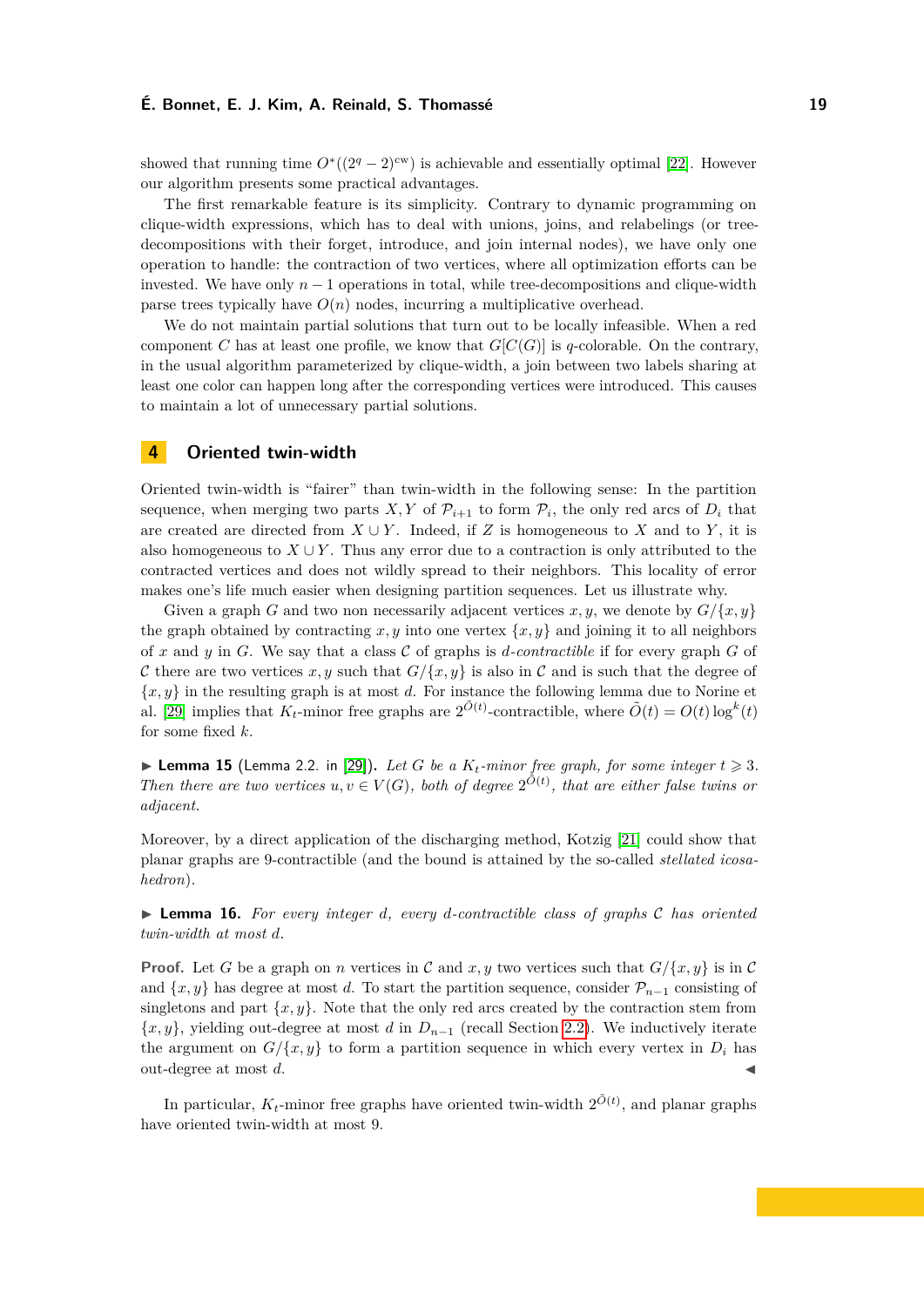showed that running time $O^*((2^q - 2)^{\text{cw}})$ is achievable and essentially optimal [22]. However our algorithm presents some practical advantages.

The first remarkable feature is its simplicity. Contrary to dynamic programming on clique-width expressions, which has to deal with unions, joins, and relabelings (or tree-decompositions with their forget, introduce, and join internal nodes), we have only one operation to handle: the contraction of two vertices, where all optimization efforts can be invested. We have only $n - 1$ operations in total, while tree-decompositions and clique-width parse trees typically have $O(n)$ nodes, incurring a multiplicative overhead.

We do not maintain partial solutions that turn out to be locally infeasible. When a red component $C$ has at least one profile, we know that $G[C(G)]$ is $q$-colorable. On the contrary, in the usual algorithm parameterized by clique-width, a join between two labels sharing at least one color can happen long after the corresponding vertices were introduced. This causes to maintain a lot of unnecessary partial solutions.

## 4 Oriented twin-width

Oriented twin-width is "fairer" than twin-width in the following sense: In the partition sequence, when merging two parts $X, Y$ of $\mathcal{P}_{i+1}$ to form $\mathcal{P}_i$, the only red arcs of $D_i$ that are created are directed from $X \cup Y$. Indeed, if $Z$ is homogeneous to $X$ and to $Y$, it is also homogeneous to $X \cup Y$. Thus any error due to a contraction is only attributed to the contracted vertices and does not wildly spread to their neighbors. This locality of error makes one's life much easier when designing partition sequences. Let us illustrate why.

Given a graph $G$ and two non necessarily adjacent vertices $x, y$, we denote by $G/\{x, y\}$ the graph obtained by contracting $x, y$ into one vertex $\{x, y\}$ and joining it to all neighbors of $x$ and $y$ in $G$. We say that a class $\mathcal{C}$ of graphs is *$d$-contractible* if for every graph $G$ of $\mathcal{C}$ there are two vertices $x, y$ such that $G/\{x, y\}$ is also in $\mathcal{C}$ and is such that the degree of $\{x, y\}$ in the resulting graph is at most $d$. For instance the following lemma due to Norine et al. [29] implies that $K_t$-minor free graphs are $2^{\tilde{O}(t)}$-contractible, where $\tilde{O}(t) = O(t) \log^k(t)$ for some fixed $k$.

▶ **Lemma 15** (Lemma 2.2. in [29]). *Let $G$ be a $K_t$-minor free graph, for some integer $t \geqslant 3$. Then there are two vertices $u, v \in V(G)$, both of degree $2^{\tilde{O}(t)}$, that are either false twins or adjacent.*

Moreover, by a direct application of the discharging method, Kotzig [21] could show that planar graphs are 9-contractible (and the bound is attained by the so-called *stellated icosahedron*).

▶ **Lemma 16.** *For every integer $d$, every $d$-contractible class of graphs $\mathcal{C}$ has oriented twin-width at most $d$.*

**Proof.** Let $G$ be a graph on $n$ vertices in $\mathcal{C}$ and $x, y$ two vertices such that $G/\{x, y\}$ is in $\mathcal{C}$ and $\{x, y\}$ has degree at most $d$. To start the partition sequence, consider $\mathcal{P}_{n-1}$ consisting of singletons and part $\{x, y\}$. Note that the only red arcs created by the contraction stem from $\{x, y\}$, yielding out-degree at most $d$ in $D_{n-1}$ (recall Section 2.2). We inductively iterate the argument on $G/\{x, y\}$ to form a partition sequence in which every vertex in $D_i$ has out-degree at most $d$. ◀

In particular, $K_t$-minor free graphs have oriented twin-width $2^{\tilde{O}(t)}$, and planar graphs have oriented twin-width at most 9.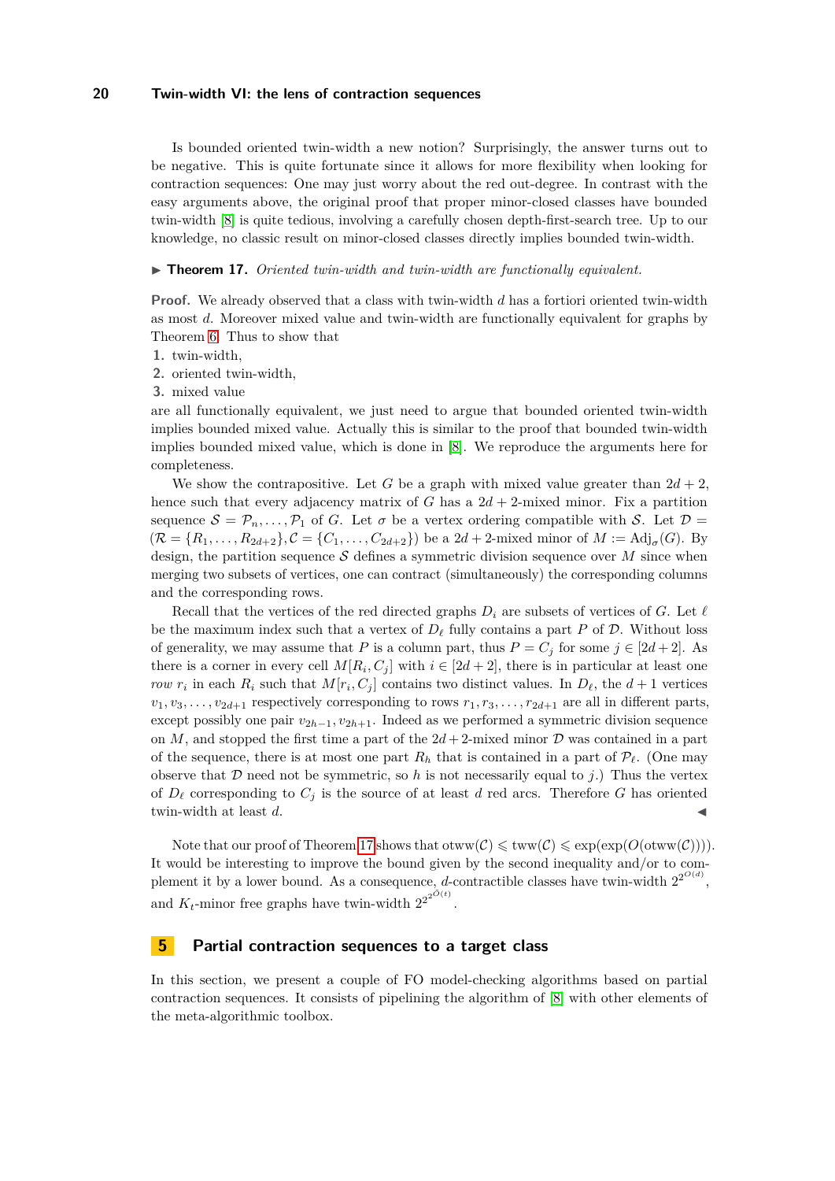Is bounded oriented twin-width a new notion? Surprisingly, the answer turns out to be negative. This is quite fortunate since it allows for more flexibility when looking for contraction sequences: One may just worry about the red out-degree. In contrast with the easy arguments above, the original proof that proper minor-closed classes have bounded twin-width [8] is quite tedious, involving a carefully chosen depth-first-search tree. Up to our knowledge, no classic result on minor-closed classes directly implies bounded twin-width.

▶ **Theorem 17.** *Oriented twin-width and twin-width are functionally equivalent.*

**Proof.** We already observed that a class with twin-width $d$ has a fortiori oriented twin-width as most $d$. Moreover mixed value and twin-width are functionally equivalent for graphs by Theorem 6. Thus to show that

1. twin-width,
2. oriented twin-width,
3. mixed value

are all functionally equivalent, we just need to argue that bounded oriented twin-width implies bounded mixed value. Actually this is similar to the proof that bounded twin-width implies bounded mixed value, which is done in [8]. We reproduce the arguments here for completeness.

We show the contrapositive. Let $G$ be a graph with mixed value greater than $2d+2$, hence such that every adjacency matrix of $G$ has a $2d+2$-mixed minor. Fix a partition sequence $\mathcal{S} = \mathcal{P}_n, \ldots, \mathcal{P}_1$ of $G$. Let $\sigma$ be a vertex ordering compatible with $\mathcal{S}$. Let $\mathcal{D} = (\mathcal{R} = \{R_1, \ldots, R_{2d+2}\}, \mathcal{C} = \{C_1, \ldots, C_{2d+2}\})$ be a $2d+2$-mixed minor of $M := \mathrm{Adj}_\sigma(G)$. By design, the partition sequence $\mathcal{S}$ defines a symmetric division sequence over $M$ since when merging two subsets of vertices, one can contract (simultaneously) the corresponding columns and the corresponding rows.

Recall that the vertices of the red directed graphs $D_i$ are subsets of vertices of $G$. Let $\ell$ be the maximum index such that a vertex of $D_\ell$ fully contains a part $P$ of $\mathcal{D}$. Without loss of generality, we may assume that $P$ is a column part, thus $P = C_j$ for some $j \in [2d+2]$. As there is a corner in every cell $M[R_i, C_j]$ with $i \in [2d+2]$, there is in particular at least one *row* $r_i$ in each $R_i$ such that $M[r_i, C_j]$ contains two distinct values. In $D_\ell$, the $d+1$ vertices $v_1, v_3, \ldots, v_{2d+1}$ respectively corresponding to rows $r_1, r_3, \ldots, r_{2d+1}$ are all in different parts, except possibly one pair $v_{2h-1}, v_{2h+1}$. Indeed as we performed a symmetric division sequence on $M$, and stopped the first time a part of the $2d+2$-mixed minor $\mathcal{D}$ was contained in a part of the sequence, there is at most one part $R_h$ that is contained in a part of $\mathcal{P}_\ell$. (One may observe that $\mathcal{D}$ need not be symmetric, so $h$ is not necessarily equal to $j$.) Thus the vertex of $D_\ell$ corresponding to $C_j$ is the source of at least $d$ red arcs. Therefore $G$ has oriented twin-width at least $d$. ◀

Note that our proof of Theorem 17 shows that $\mathrm{otww}(\mathcal{C}) \leqslant \mathrm{tww}(\mathcal{C}) \leqslant \exp(\exp(O(\mathrm{otww}(\mathcal{C}))))$. It would be interesting to improve the bound given by the second inequality and/or to complement it by a lower bound. As a consequence, $d$-contractible classes have twin-width $2^{2^{O(d)}}$, and $K_t$-minor free graphs have twin-width $2^{2^{2^{\tilde{O}(t)}}}$.

## 5 Partial contraction sequences to a target class

In this section, we present a couple of FO model-checking algorithms based on partial contraction sequences. It consists of pipelining the algorithm of [8] with other elements of the meta-algorithmic toolbox.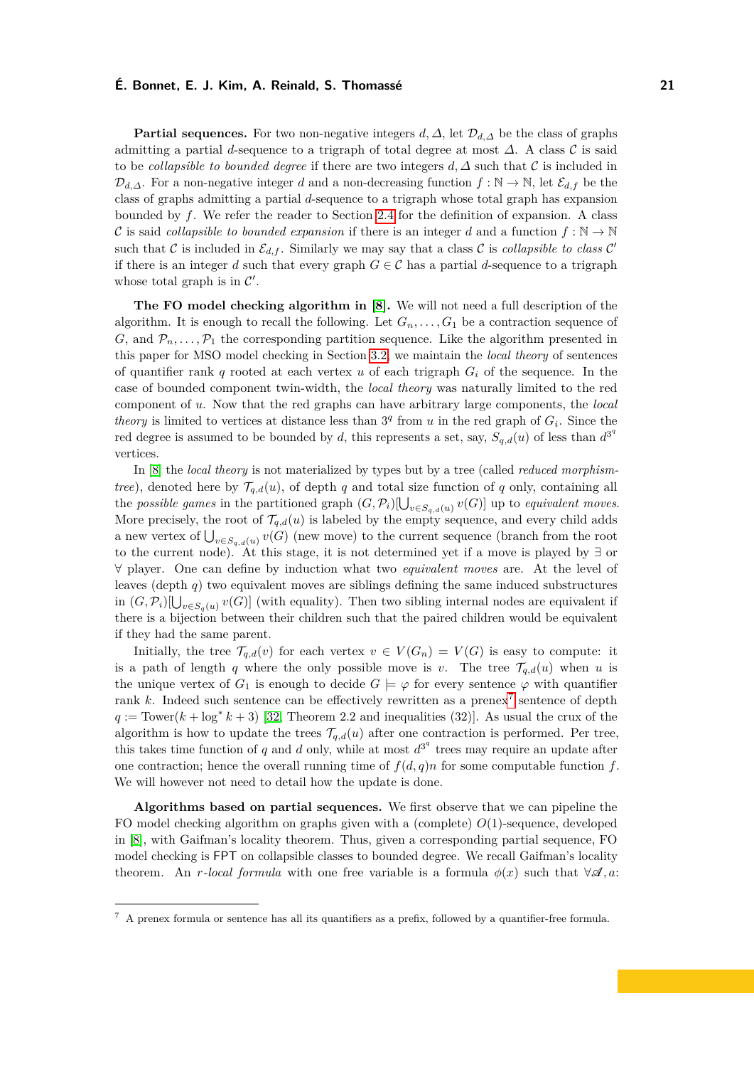**Partial sequences.** For two non-negative integers $d, \Delta$, let $\mathcal{D}_{d,\Delta}$ be the class of graphs admitting a partial $d$-sequence to a trigraph of total degree at most $\Delta$. A class $\mathcal{C}$ is said to be *collapsible to bounded degree* if there are two integers $d, \Delta$ such that $\mathcal{C}$ is included in $\mathcal{D}_{d,\Delta}$. For a non-negative integer $d$ and a non-decreasing function $f : \mathbb{N} \to \mathbb{N}$, let $\mathcal{E}_{d,f}$ be the class of graphs admitting a partial $d$-sequence to a trigraph whose total graph has expansion bounded by $f$. We refer the reader to Section 2.4 for the definition of expansion. A class $\mathcal{C}$ is said *collapsible to bounded expansion* if there is an integer $d$ and a function $f : \mathbb{N} \to \mathbb{N}$ such that $\mathcal{C}$ is included in $\mathcal{E}_{d,f}$. Similarly we may say that a class $\mathcal{C}$ is *collapsible to class* $\mathcal{C}'$ if there is an integer $d$ such that every graph $G \in \mathcal{C}$ has a partial $d$-sequence to a trigraph whose total graph is in $\mathcal{C}'$.

**The FO model checking algorithm in [8].** We will not need a full description of the algorithm. It is enough to recall the following. Let $G_n, \ldots, G_1$ be a contraction sequence of $G$, and $\mathcal{P}_n, \ldots, \mathcal{P}_1$ the corresponding partition sequence. Like the algorithm presented in this paper for MSO model checking in Section 3.2, we maintain the *local theory* of sentences of quantifier rank $q$ rooted at each vertex $u$ of each trigraph $G_i$ of the sequence. In the case of bounded component twin-width, the *local theory* was naturally limited to the red component of $u$. Now that the red graphs can have arbitrary large components, the *local theory* is limited to vertices at distance less than $3^q$ from $u$ in the red graph of $G_i$. Since the red degree is assumed to be bounded by $d$, this represents a set, say, $S_{q,d}(u)$ of less than $d^{3^q}$ vertices.

In [8] the *local theory* is not materialized by types but by a tree (called *reduced morphism-tree*), denoted here by $\mathcal{T}_{q,d}(u)$, of depth $q$ and total size function of $q$ only, containing all the *possible games* in the partitioned graph $(G, \mathcal{P}_i)[\bigcup_{v \in S_{q,d}(u)} v(G)]$ up to *equivalent moves*. More precisely, the root of $\mathcal{T}_{q,d}(u)$ is labeled by the empty sequence, and every child adds a new vertex of $\bigcup_{v \in S_{q,d}(u)} v(G)$ (new move) to the current sequence (branch from the root to the current node). At this stage, it is not determined yet if a move is played by $\exists$ or $\forall$ player. One can define by induction what two *equivalent moves* are. At the level of leaves (depth $q$) two equivalent moves are siblings defining the same induced substructures in $(G, \mathcal{P}_i)[\bigcup_{v \in S_q(u)} v(G)]$ (with equality). Then two sibling internal nodes are equivalent if there is a bijection between their children such that the paired children would be equivalent if they had the same parent.

Initially, the tree $\mathcal{T}_{q,d}(v)$ for each vertex $v \in V(G_n) = V(G)$ is easy to compute: it is a path of length $q$ where the only possible move is $v$. The tree $\mathcal{T}_{q,d}(u)$ when $u$ is the unique vertex of $G_1$ is enough to decide $G \models \varphi$ for every sentence $\varphi$ with quantifier rank $k$. Indeed such sentence can be effectively rewritten as a prenex[7] sentence of depth $q := \text{Tower}(k + \log^* k + 3)$ [32, Theorem 2.2 and inequalities (32)]. As usual the crux of the algorithm is how to update the trees $\mathcal{T}_{q,d}(u)$ after one contraction is performed. Per tree, this takes time function of $q$ and $d$ only, while at most $d^{3^q}$ trees may require an update after one contraction; hence the overall running time of $f(d,q)n$ for some computable function $f$. We will however not need to detail how the update is done.

**Algorithms based on partial sequences.** We first observe that we can pipeline the FO model checking algorithm on graphs given with a (complete) $O(1)$-sequence, developed in [8], with Gaifman's locality theorem. Thus, given a corresponding partial sequence, FO model checking is FPT on collapsible classes to bounded degree. We recall Gaifman's locality theorem. An *r-local formula* with one free variable is a formula $\phi(x)$ such that $\forall \mathscr{A}, a$:

[7] A prenex formula or sentence has all its quantifiers as a prefix, followed by a quantifier-free formula.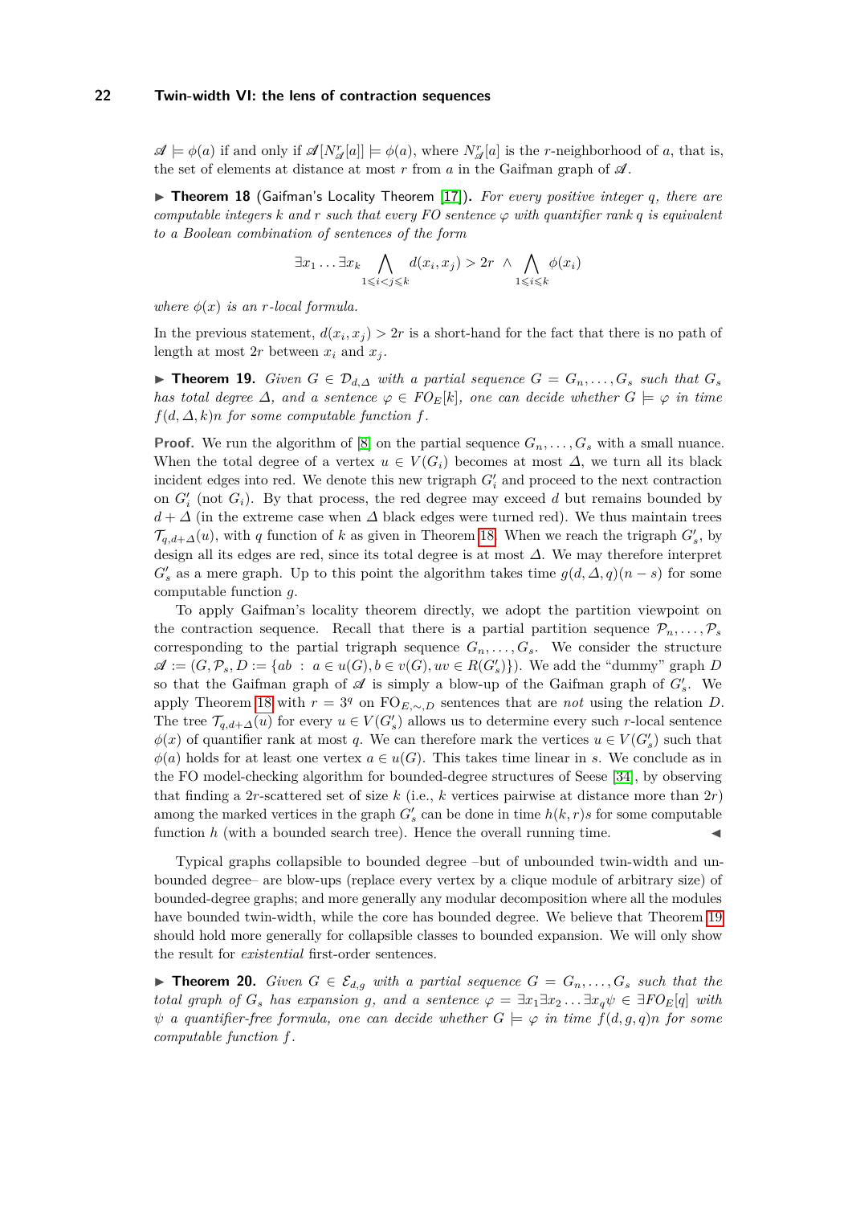$\mathscr{A} \models \phi(a)$ if and only if $\mathscr{A}[N^r_{\mathscr{A}}[a]] \models \phi(a)$, where $N^r_{\mathscr{A}}[a]$ is the $r$-neighborhood of $a$, that is, the set of elements at distance at most $r$ from $a$ in the Gaifman graph of $\mathscr{A}$.

▶ **Theorem 18** (Gaifman's Locality Theorem [17])**.** *For every positive integer $q$, there are computable integers $k$ and $r$ such that every FO sentence $\varphi$ with quantifier rank $q$ is equivalent to a Boolean combination of sentences of the form*

$$\exists x_1 \ldots \exists x_k \bigwedge_{1 \leqslant i < j \leqslant k} d(x_i, x_j) > 2r \ \wedge \bigwedge_{1 \leqslant i \leqslant k} \phi(x_i)$$

*where $\phi(x)$ is an $r$-local formula.*

In the previous statement, $d(x_i, x_j) > 2r$ is a short-hand for the fact that there is no path of length at most $2r$ between $x_i$ and $x_j$.

▶ **Theorem 19.** *Given $G \in \mathcal{D}_{d,\Delta}$ with a partial sequence $G = G_n, \ldots, G_s$ such that $G_s$ has total degree $\Delta$, and a sentence $\varphi \in FO_E[k]$, one can decide whether $G \models \varphi$ in time $f(d, \Delta, k)n$ for some computable function $f$.*

**Proof.** We run the algorithm of [8] on the partial sequence $G_n, \ldots, G_s$ with a small nuance. When the total degree of a vertex $u \in V(G_i)$ becomes at most $\Delta$, we turn all its black incident edges into red. We denote this new trigraph $G'_i$ and proceed to the next contraction on $G'_i$ (not $G_i$). By that process, the red degree may exceed $d$ but remains bounded by $d + \Delta$ (in the extreme case when $\Delta$ black edges were turned red). We thus maintain trees $\mathcal{T}_{q,d+\Delta}(u)$, with $q$ function of $k$ as given in Theorem 18. When we reach the trigraph $G'_s$, by design all its edges are red, since its total degree is at most $\Delta$. We may therefore interpret $G'_s$ as a mere graph. Up to this point the algorithm takes time $g(d, \Delta, q)(n - s)$ for some computable function $g$.

To apply Gaifman's locality theorem directly, we adopt the partition viewpoint on the contraction sequence. Recall that there is a partial partition sequence $\mathcal{P}_n, \ldots, \mathcal{P}_s$ corresponding to the partial trigraph sequence $G_n, \ldots, G_s$. We consider the structure $\mathscr{A} := (G, \mathcal{P}_s, D := \{ab \ : \ a \in u(G), b \in v(G), uv \in R(G'_s)\})$. We add the "dummy" graph $D$ so that the Gaifman graph of $\mathscr{A}$ is simply a blow-up of the Gaifman graph of $G'_s$. We apply Theorem 18 with $r = 3^q$ on $\text{FO}_{E,\sim,D}$ sentences that are *not* using the relation $D$. The tree $\mathcal{T}_{q,d+\Delta}(u)$ for every $u \in V(G'_s)$ allows us to determine every such $r$-local sentence $\phi(x)$ of quantifier rank at most $q$. We can therefore mark the vertices $u \in V(G'_s)$ such that $\phi(a)$ holds for at least one vertex $a \in u(G)$. This takes time linear in $s$. We conclude as in the FO model-checking algorithm for bounded-degree structures of Seese [34], by observing that finding a $2r$-scattered set of size $k$ (i.e., $k$ vertices pairwise at distance more than $2r$) among the marked vertices in the graph $G'_s$ can be done in time $h(k, r)s$ for some computable function $h$ (with a bounded search tree). Hence the overall running time. ◀

Typical graphs collapsible to bounded degree –but of unbounded twin-width and unbounded degree– are blow-ups (replace every vertex by a clique module of arbitrary size) of bounded-degree graphs; and more generally any modular decomposition where all the modules have bounded twin-width, while the core has bounded degree. We believe that Theorem 19 should hold more generally for collapsible classes to bounded expansion. We will only show the result for *existential* first-order sentences.

▶ **Theorem 20.** *Given $G \in \mathcal{E}_{d,g}$ with a partial sequence $G = G_n, \ldots, G_s$ such that the total graph of $G_s$ has expansion $g$, and a sentence $\varphi = \exists x_1 \exists x_2 \ldots \exists x_q \psi \in \exists FO_E[q]$ with $\psi$ a quantifier-free formula, one can decide whether $G \models \varphi$ in time $f(d, g, q)n$ for some computable function $f$.*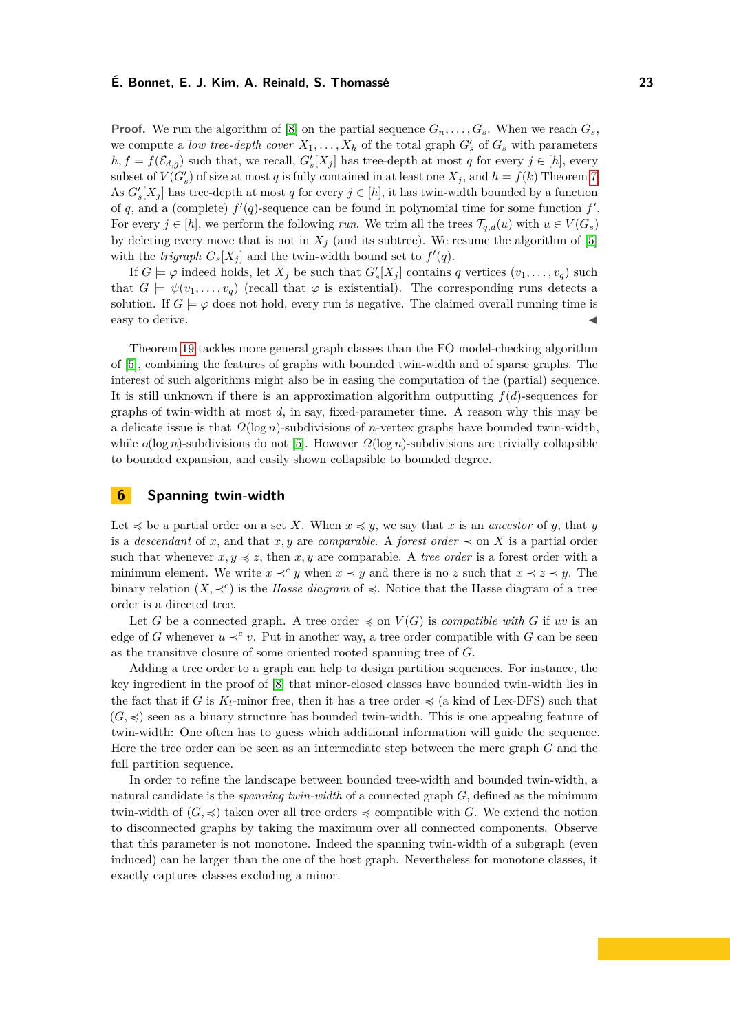**Proof.** We run the algorithm of [8] on the partial sequence $G_n, \ldots, G_s$. When we reach $G_s$, we compute a *low tree-depth cover* $X_1, \ldots, X_h$ of the total graph $G'_s$ of $G_s$ with parameters $h, f = f(\mathcal{E}_{d,g})$ such that, we recall, $G'_s[X_j]$ has tree-depth at most $q$ for every $j \in [h]$, every subset of $V(G'_s)$ of size at most $q$ is fully contained in at least one $X_j$, and $h = f(k)$ Theorem 7. As $G'_s[X_j]$ has tree-depth at most $q$ for every $j \in [h]$, it has twin-width bounded by a function of $q$, and a (complete) $f'(q)$-sequence can be found in polynomial time for some function $f'$. For every $j \in [h]$, we perform the following *run*. We trim all the trees $\mathcal{T}_{q,d}(u)$ with $u \in V(G_s)$ by deleting every move that is not in $X_j$ (and its subtree). We resume the algorithm of [5] with the *trigraph* $G_s[X_j]$ and the twin-width bound set to $f'(q)$.

If $G \models \varphi$ indeed holds, let $X_j$ be such that $G'_s[X_j]$ contains $q$ vertices $(v_1, \ldots, v_q)$ such that $G \models \psi(v_1, \ldots, v_q)$ (recall that $\varphi$ is existential). The corresponding runs detects a solution. If $G \models \varphi$ does not hold, every run is negative. The claimed overall running time is easy to derive. ◀

Theorem 19 tackles more general graph classes than the FO model-checking algorithm of [5], combining the features of graphs with bounded twin-width and of sparse graphs. The interest of such algorithms might also be in easing the computation of the (partial) sequence. It is still unknown if there is an approximation algorithm outputting $f(d)$-sequences for graphs of twin-width at most $d$, in say, fixed-parameter time. A reason why this may be a delicate issue is that $\Omega(\log n)$-subdivisions of $n$-vertex graphs have bounded twin-width, while $o(\log n)$-subdivisions do not [5]. However $\Omega(\log n)$-subdivisions are trivially collapsible to bounded expansion, and easily shown collapsible to bounded degree.

## 6 Spanning twin-width

Let $\preccurlyeq$ be a partial order on a set $X$. When $x \preccurlyeq y$, we say that $x$ is an *ancestor* of $y$, that $y$ is a *descendant* of $x$, and that $x, y$ are *comparable*. A *forest order* $\prec$ on $X$ is a partial order such that whenever $x, y \preccurlyeq z$, then $x, y$ are comparable. A *tree order* is a forest order with a minimum element. We write $x \prec^c y$ when $x \prec y$ and there is no $z$ such that $x \prec z \prec y$. The binary relation $(X, \prec^c)$ is the *Hasse diagram* of $\preccurlyeq$. Notice that the Hasse diagram of a tree order is a directed tree.

Let $G$ be a connected graph. A tree order $\preccurlyeq$ on $V(G)$ is *compatible with* $G$ if $uv$ is an edge of $G$ whenever $u \prec^c v$. Put in another way, a tree order compatible with $G$ can be seen as the transitive closure of some oriented rooted spanning tree of $G$.

Adding a tree order to a graph can help to design partition sequences. For instance, the key ingredient in the proof of [8] that minor-closed classes have bounded twin-width lies in the fact that if $G$ is $K_t$-minor free, then it has a tree order $\preccurlyeq$ (a kind of Lex-DFS) such that $(G, \preccurlyeq)$ seen as a binary structure has bounded twin-width. This is one appealing feature of twin-width: One often has to guess which additional information will guide the sequence. Here the tree order can be seen as an intermediate step between the mere graph $G$ and the full partition sequence.

In order to refine the landscape between bounded tree-width and bounded twin-width, a natural candidate is the *spanning twin-width* of a connected graph $G$, defined as the minimum twin-width of $(G, \preccurlyeq)$ taken over all tree orders $\preccurlyeq$ compatible with $G$. We extend the notion to disconnected graphs by taking the maximum over all connected components. Observe that this parameter is not monotone. Indeed the spanning twin-width of a subgraph (even induced) can be larger than the one of the host graph. Nevertheless for monotone classes, it exactly captures classes excluding a minor.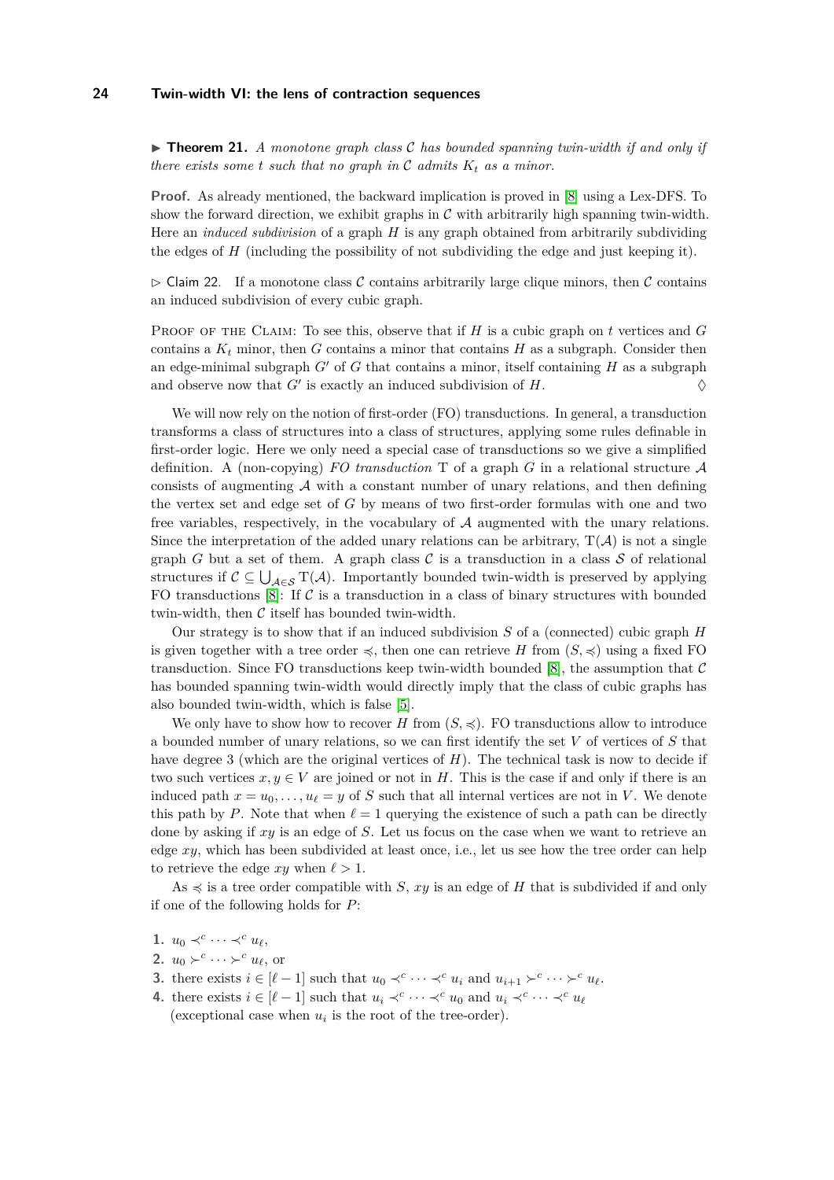▶ **Theorem 21.** *A monotone graph class $\mathcal{C}$ has bounded spanning twin-width if and only if there exists some $t$ such that no graph in $\mathcal{C}$ admits $K_t$ as a minor.*

**Proof.** As already mentioned, the backward implication is proved in [8] using a Lex-DFS. To show the forward direction, we exhibit graphs in $\mathcal{C}$ with arbitrarily high spanning twin-width. Here an *induced subdivision* of a graph $H$ is any graph obtained from arbitrarily subdividing the edges of $H$ (including the possibility of not subdividing the edge and just keeping it).

▷ Claim 22. If a monotone class $\mathcal{C}$ contains arbitrarily large clique minors, then $\mathcal{C}$ contains an induced subdivision of every cubic graph.

Proof of the Claim: To see this, observe that if $H$ is a cubic graph on $t$ vertices and $G$ contains a $K_t$ minor, then $G$ contains a minor that contains $H$ as a subgraph. Consider then an edge-minimal subgraph $G'$ of $G$ that contains a minor, itself containing $H$ as a subgraph and observe now that $G'$ is exactly an induced subdivision of $H$. ◊

We will now rely on the notion of first-order (FO) transductions. In general, a transduction transforms a class of structures into a class of structures, applying some rules definable in first-order logic. Here we only need a special case of transductions so we give a simplified definition. A (non-copying) *FO transduction* $\mathrm{T}$ of a graph $G$ in a relational structure $\mathcal{A}$ consists of augmenting $\mathcal{A}$ with a constant number of unary relations, and then defining the vertex set and edge set of $G$ by means of two first-order formulas with one and two free variables, respectively, in the vocabulary of $\mathcal{A}$ augmented with the unary relations. Since the interpretation of the added unary relations can be arbitrary, $\mathrm{T}(\mathcal{A})$ is not a single graph $G$ but a set of them. A graph class $\mathcal{C}$ is a transduction in a class $\mathcal{S}$ of relational structures if $\mathcal{C} \subseteq \bigcup_{\mathcal{A} \in \mathcal{S}} \mathrm{T}(\mathcal{A})$. Importantly bounded twin-width is preserved by applying FO transductions [8]: If $\mathcal{C}$ is a transduction in a class of binary structures with bounded twin-width, then $\mathcal{C}$ itself has bounded twin-width.

Our strategy is to show that if an induced subdivision $S$ of a (connected) cubic graph $H$ is given together with a tree order $\preccurlyeq$, then one can retrieve $H$ from $(S, \preccurlyeq)$ using a fixed FO transduction. Since FO transductions keep twin-width bounded [8], the assumption that $\mathcal{C}$ has bounded spanning twin-width would directly imply that the class of cubic graphs has also bounded twin-width, which is false [5].

We only have to show how to recover $H$ from $(S, \preccurlyeq)$. FO transductions allow to introduce a bounded number of unary relations, so we can first identify the set $V$ of vertices of $S$ that have degree 3 (which are the original vertices of $H$). The technical task is now to decide if two such vertices $x, y \in V$ are joined or not in $H$. This is the case if and only if there is an induced path $x = u_0, \dots, u_\ell = y$ of $S$ such that all internal vertices are not in $V$. We denote this path by $P$. Note that when $\ell = 1$ querying the existence of such a path can be directly done by asking if $xy$ is an edge of $S$. Let us focus on the case when we want to retrieve an edge $xy$, which has been subdivided at least once, i.e., let us see how the tree order can help to retrieve the edge $xy$ when $\ell > 1$.

As $\preccurlyeq$ is a tree order compatible with $S$, $xy$ is an edge of $H$ that is subdivided if and only if one of the following holds for $P$:

1. $u_0 \prec^c \cdots \prec^c u_\ell$,
2. $u_0 \succ^c \cdots \succ^c u_\ell$, or
3. there exists $i \in [\ell - 1]$ such that $u_0 \prec^c \cdots \prec^c u_i$ and $u_{i+1} \succ^c \cdots \succ^c u_\ell$.
4. there exists $i \in [\ell - 1]$ such that $u_i \prec^c \cdots \prec^c u_0$ and $u_i \prec^c \cdots \prec^c u_\ell$ (exceptional case when $u_i$ is the root of the tree-order).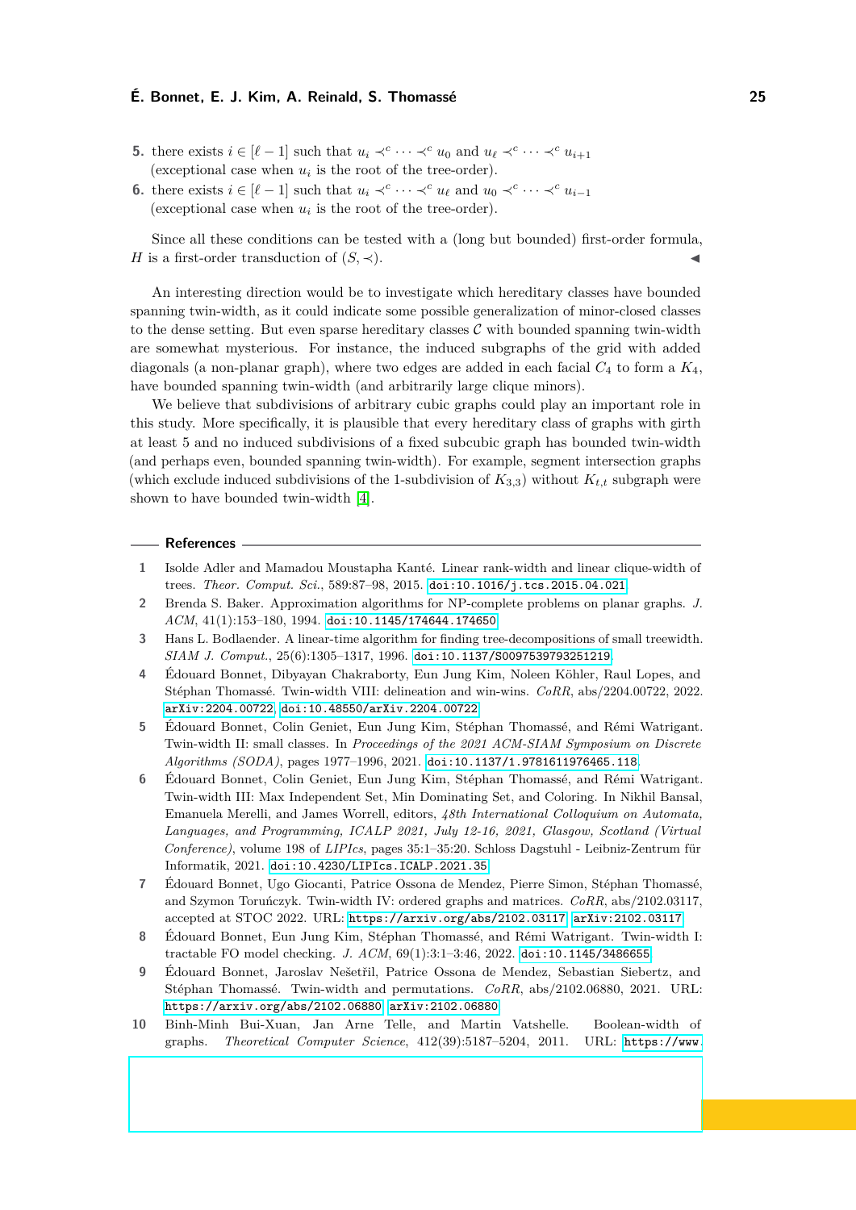5. there exists $i \in [\ell - 1]$ such that $u_i \prec^c \cdots \prec^c u_0$ and $u_\ell \prec^c \cdots \prec^c u_{i+1}$ (exceptional case when $u_i$ is the root of the tree-order).
6. there exists $i \in [\ell - 1]$ such that $u_i \prec^c \cdots \prec^c u_\ell$ and $u_0 \prec^c \cdots \prec^c u_{i-1}$ (exceptional case when $u_i$ is the root of the tree-order).

Since all these conditions can be tested with a (long but bounded) first-order formula, $H$ is a first-order transduction of $(S, \prec)$. ◀

An interesting direction would be to investigate which hereditary classes have bounded spanning twin-width, as it could indicate some possible generalization of minor-closed classes to the dense setting. But even sparse hereditary classes $\mathcal{C}$ with bounded spanning twin-width are somewhat mysterious. For instance, the induced subgraphs of the grid with added diagonals (a non-planar graph), where two edges are added in each facial $C_4$ to form a $K_4$, have bounded spanning twin-width (and arbitrarily large clique minors).

We believe that subdivisions of arbitrary cubic graphs could play an important role in this study. More specifically, it is plausible that every hereditary class of graphs with girth at least 5 and no induced subdivisions of a fixed subcubic graph has bounded twin-width (and perhaps even, bounded spanning twin-width). For example, segment intersection graphs (which exclude induced subdivisions of the 1-subdivision of $K_{3,3}$) without $K_{t,t}$ subgraph were shown to have bounded twin-width [4].

## References

1. Isolde Adler and Mamadou Moustapha Kanté. Linear rank-width and linear clique-width of trees. *Theor. Comput. Sci.*, 589:87–98, 2015. doi:10.1016/j.tcs.2015.04.021.
2. Brenda S. Baker. Approximation algorithms for NP-complete problems on planar graphs. *J. ACM*, 41(1):153–180, 1994. doi:10.1145/174644.174650.
3. Hans L. Bodlaender. A linear-time algorithm for finding tree-decompositions of small treewidth. *SIAM J. Comput.*, 25(6):1305–1317, 1996. doi:10.1137/S0097539793251219.
4. Édouard Bonnet, Dibyayan Chakraborty, Eun Jung Kim, Noleen Köhler, Raul Lopes, and Stéphan Thomassé. Twin-width VIII: delineation and win-wins. *CoRR*, abs/2204.00722, 2022. arXiv:2204.00722, doi:10.48550/arXiv.2204.00722.
5. Édouard Bonnet, Colin Geniet, Eun Jung Kim, Stéphan Thomassé, and Rémi Watrigant. Twin-width II: small classes. In *Proceedings of the 2021 ACM-SIAM Symposium on Discrete Algorithms (SODA)*, pages 1977–1996, 2021. doi:10.1137/1.9781611976465.118.
6. Édouard Bonnet, Colin Geniet, Eun Jung Kim, Stéphan Thomassé, and Rémi Watrigant. Twin-width III: Max Independent Set, Min Dominating Set, and Coloring. In Nikhil Bansal, Emanuela Merelli, and James Worrell, editors, *48th International Colloquium on Automata, Languages, and Programming, ICALP 2021, July 12-16, 2021, Glasgow, Scotland (Virtual Conference)*, volume 198 of *LIPIcs*, pages 35:1–35:20. Schloss Dagstuhl - Leibniz-Zentrum für Informatik, 2021. doi:10.4230/LIPIcs.ICALP.2021.35.
7. Édouard Bonnet, Ugo Giocanti, Patrice Ossona de Mendez, Pierre Simon, Stéphan Thomassé, and Szymon Toruńczyk. Twin-width IV: ordered graphs and matrices. *CoRR*, abs/2102.03117, accepted at STOC 2022. URL: https://arxiv.org/abs/2102.03117, arXiv:2102.03117.
8. Édouard Bonnet, Eun Jung Kim, Stéphan Thomassé, and Rémi Watrigant. Twin-width I: tractable FO model checking. *J. ACM*, 69(1):3:1–3:46, 2022. doi:10.1145/3486655.
9. Édouard Bonnet, Jaroslav Nešetřil, Patrice Ossona de Mendez, Sebastian Siebertz, and Stéphan Thomassé. Twin-width and permutations. *CoRR*, abs/2102.06880, 2021. URL: https://arxiv.org/abs/2102.06880, arXiv:2102.06880.
10. Binh-Minh Bui-Xuan, Jan Arne Telle, and Martin Vatshelle. Boolean-width of graphs. *Theoretical Computer Science*, 412(39):5187–5204, 2011. URL: https://www.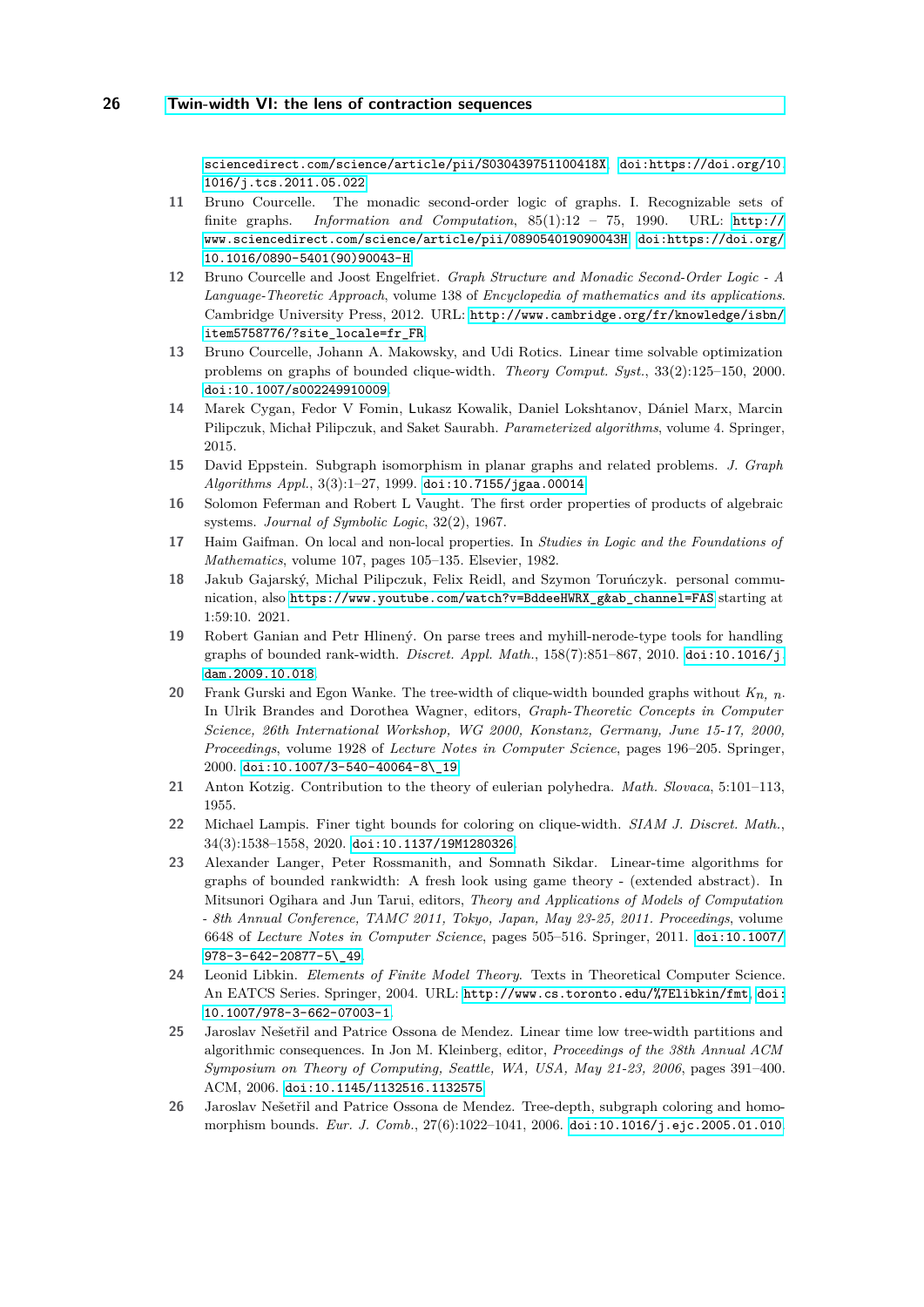sciencedirect.com/science/article/pii/S030439751100418X. doi:https://doi.org/10.1016/j.tcs.2011.05.022.

11 Bruno Courcelle. The monadic second-order logic of graphs. I. Recognizable sets of finite graphs. *Information and Computation*, 85(1):12 – 75, 1990. URL: http://www.sciencedirect.com/science/article/pii/089054019090043H, doi:https://doi.org/10.1016/0890-5401(90)90043-H.

12 Bruno Courcelle and Joost Engelfriet. *Graph Structure and Monadic Second-Order Logic - A Language-Theoretic Approach*, volume 138 of *Encyclopedia of mathematics and its applications*. Cambridge University Press, 2012. URL: http://www.cambridge.org/fr/knowledge/isbn/item5758776/?site_locale=fr_FR.

13 Bruno Courcelle, Johann A. Makowsky, and Udi Rotics. Linear time solvable optimization problems on graphs of bounded clique-width. *Theory Comput. Syst.*, 33(2):125–150, 2000. doi:10.1007/s002249910009.

14 Marek Cygan, Fedor V Fomin, Łukasz Kowalik, Daniel Lokshtanov, Dániel Marx, Marcin Pilipczuk, Michał Pilipczuk, and Saket Saurabh. *Parameterized algorithms*, volume 4. Springer, 2015.

15 David Eppstein. Subgraph isomorphism in planar graphs and related problems. *J. Graph Algorithms Appl.*, 3(3):1–27, 1999. doi:10.7155/jgaa.00014.

16 Solomon Feferman and Robert L Vaught. The first order properties of products of algebraic systems. *Journal of Symbolic Logic*, 32(2), 1967.

17 Haim Gaifman. On local and non-local properties. In *Studies in Logic and the Foundations of Mathematics*, volume 107, pages 105–135. Elsevier, 1982.

18 Jakub Gajarský, Michal Pilipczuk, Felix Reidl, and Szymon Toruńczyk. personal communication, also https://www.youtube.com/watch?v=BddeeHWRX_g&ab_channel=FAS starting at 1:59:10. 2021.

19 Robert Ganian and Petr Hliněný. On parse trees and myhill-nerode-type tools for handling graphs of bounded rank-width. *Discret. Appl. Math.*, 158(7):851–867, 2010. doi:10.1016/j.dam.2009.10.018.

20 Frank Gurski and Egon Wanke. The tree-width of clique-width bounded graphs without $K_{n,\,n}$. In Ulrik Brandes and Dorothea Wagner, editors, *Graph-Theoretic Concepts in Computer Science, 26th International Workshop, WG 2000, Konstanz, Germany, June 15-17, 2000, Proceedings*, volume 1928 of *Lecture Notes in Computer Science*, pages 196–205. Springer, 2000. doi:10.1007/3-540-40064-8\_19.

21 Anton Kotzig. Contribution to the theory of eulerian polyhedra. *Math. Slovaca*, 5:101–113, 1955.

22 Michael Lampis. Finer tight bounds for coloring on clique-width. *SIAM J. Discret. Math.*, 34(3):1538–1558, 2020. doi:10.1137/19M1280326.

23 Alexander Langer, Peter Rossmanith, and Somnath Sikdar. Linear-time algorithms for graphs of bounded rankwidth: A fresh look using game theory - (extended abstract). In Mitsunori Ogihara and Jun Tarui, editors, *Theory and Applications of Models of Computation - 8th Annual Conference, TAMC 2011, Tokyo, Japan, May 23-25, 2011. Proceedings*, volume 6648 of *Lecture Notes in Computer Science*, pages 505–516. Springer, 2011. doi:10.1007/978-3-642-20877-5\_49.

24 Leonid Libkin. *Elements of Finite Model Theory*. Texts in Theoretical Computer Science. An EATCS Series. Springer, 2004. URL: http://www.cs.toronto.edu/%7Elibkin/fmt, doi:10.1007/978-3-662-07003-1.

25 Jaroslav Nešetřil and Patrice Ossona de Mendez. Linear time low tree-width partitions and algorithmic consequences. In Jon M. Kleinberg, editor, *Proceedings of the 38th Annual ACM Symposium on Theory of Computing, Seattle, WA, USA, May 21-23, 2006*, pages 391–400. ACM, 2006. doi:10.1145/1132516.1132575.

26 Jaroslav Nešetřil and Patrice Ossona de Mendez. Tree-depth, subgraph coloring and homomorphism bounds. *Eur. J. Comb.*, 27(6):1022–1041, 2006. doi:10.1016/j.ejc.2005.01.010.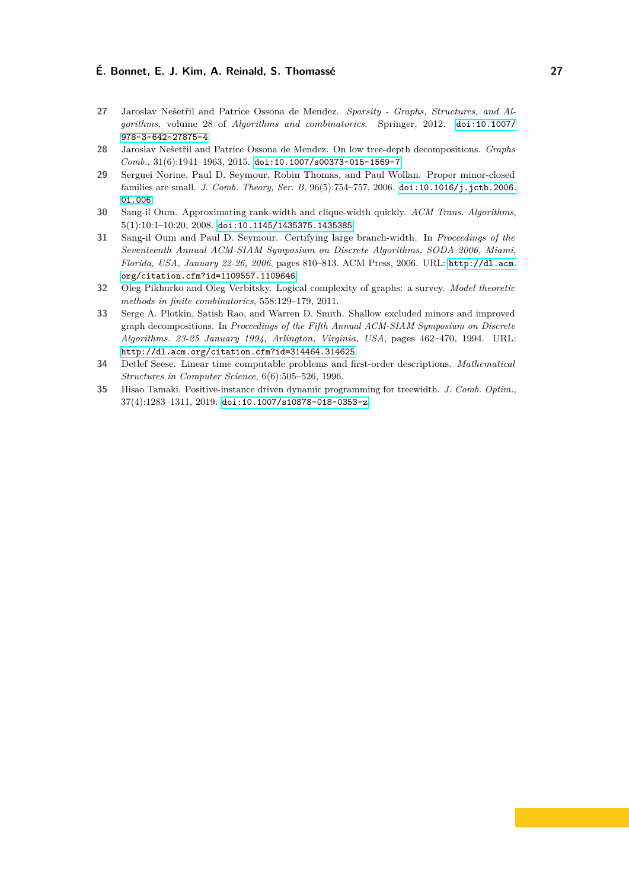27 Jaroslav Nešetřil and Patrice Ossona de Mendez. *Sparsity - Graphs, Structures, and Algorithms*, volume 28 of *Algorithms and combinatorics*. Springer, 2012. doi:10.1007/978-3-642-27875-4.

28 Jaroslav Nešetřil and Patrice Ossona de Mendez. On low tree-depth decompositions. *Graphs Comb.*, 31(6):1941–1963, 2015. doi:10.1007/s00373-015-1569-7.

29 Serguei Norine, Paul D. Seymour, Robin Thomas, and Paul Wollan. Proper minor-closed families are small. *J. Comb. Theory, Ser. B*, 96(5):754–757, 2006. doi:10.1016/j.jctb.2006.01.006.

30 Sang-il Oum. Approximating rank-width and clique-width quickly. *ACM Trans. Algorithms*, 5(1):10:1–10:20, 2008. doi:10.1145/1435375.1435385.

31 Sang-il Oum and Paul D. Seymour. Certifying large branch-width. In *Proceedings of the Seventeenth Annual ACM-SIAM Symposium on Discrete Algorithms, SODA 2006, Miami, Florida, USA, January 22-26, 2006*, pages 810–813. ACM Press, 2006. URL: http://dl.acm.org/citation.cfm?id=1109557.1109646.

32 Oleg Pikhurko and Oleg Verbitsky. Logical complexity of graphs: a survey. *Model theoretic methods in finite combinatorics*, 558:129–179, 2011.

33 Serge A. Plotkin, Satish Rao, and Warren D. Smith. Shallow excluded minors and improved graph decompositions. In *Proceedings of the Fifth Annual ACM-SIAM Symposium on Discrete Algorithms. 23-25 January 1994, Arlington, Virginia, USA*, pages 462–470, 1994. URL: http://dl.acm.org/citation.cfm?id=314464.314625.

34 Detlef Seese. Linear time computable problems and first-order descriptions. *Mathematical Structures in Computer Science*, 6(6):505–526, 1996.

35 Hisao Tamaki. Positive-instance driven dynamic programming for treewidth. *J. Comb. Optim.*, 37(4):1283–1311, 2019. doi:10.1007/s10878-018-0353-z.